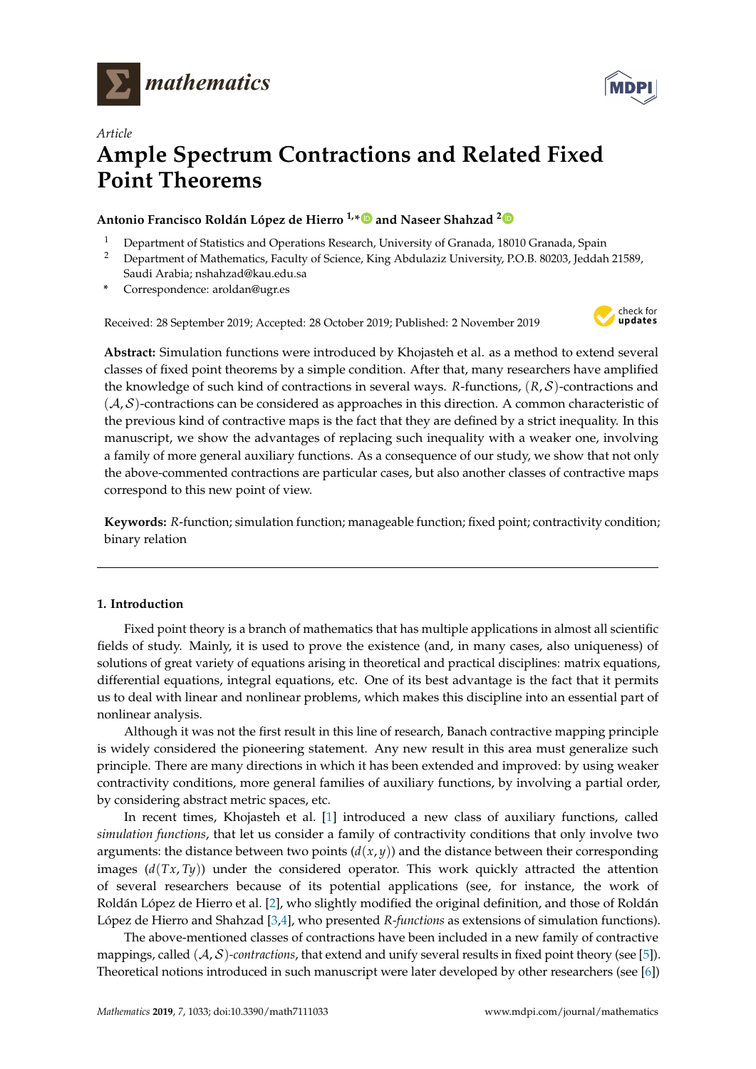*Article*

# Ample Spectrum Contractions and Related Fixed Point Theorems

**Antonio Francisco Roldán López de Hierro [1,*] and Naseer Shahzad [2]**

[1] Department of Statistics and Operations Research, University of Granada, 18010 Granada, Spain
[2] Department of Mathematics, Faculty of Science, King Abdulaziz University, P.O.B. 80203, Jeddah 21589, Saudi Arabia; nshahzad@kau.edu.sa
[*] Correspondence: aroldan@ugr.es

Received: 28 September 2019; Accepted: 28 October 2019; Published: 2 November 2019

**Abstract:** Simulation functions were introduced by Khojasteh et al. as a method to extend several classes of fixed point theorems by a simple condition. After that, many researchers have amplified the knowledge of such kind of contractions in several ways. $R$-functions, $(R,\mathcal{S})$-contractions and $(\mathcal{A},\mathcal{S})$-contractions can be considered as approaches in this direction. A common characteristic of the previous kind of contractive maps is the fact that they are defined by a strict inequality. In this manuscript, we show the advantages of replacing such inequality with a weaker one, involving a family of more general auxiliary functions. As a consequence of our study, we show that not only the above-commented contractions are particular cases, but also another classes of contractive maps correspond to this new point of view.

**Keywords:** $R$-function; simulation function; manageable function; fixed point; contractivity condition; binary relation

## 1. Introduction

Fixed point theory is a branch of mathematics that has multiple applications in almost all scientific fields of study. Mainly, it is used to prove the existence (and, in many cases, also uniqueness) of solutions of great variety of equations arising in theoretical and practical disciplines: matrix equations, differential equations, integral equations, etc. One of its best advantage is the fact that it permits us to deal with linear and nonlinear problems, which makes this discipline into an essential part of nonlinear analysis.

Although it was not the first result in this line of research, Banach contractive mapping principle is widely considered the pioneering statement. Any new result in this area must generalize such principle. There are many directions in which it has been extended and improved: by using weaker contractivity conditions, more general families of auxiliary functions, by involving a partial order, by considering abstract metric spaces, etc.

In recent times, Khojasteh et al. [1] introduced a new class of auxiliary functions, called *simulation functions*, that let us consider a family of contractivity conditions that only involve two arguments: the distance between two points ($d(x,y)$) and the distance between their corresponding images ($d(Tx,Ty)$) under the considered operator. This work quickly attracted the attention of several researchers because of its potential applications (see, for instance, the work of Roldán López de Hierro et al. [2], who slightly modified the original definition, and those of Roldán López de Hierro and Shahzad [3,4], who presented *R-functions* as extensions of simulation functions).

The above-mentioned classes of contractions have been included in a new family of contractive mappings, called $(\mathcal{A},\mathcal{S})$*-contractions*, that extend and unify several results in fixed point theory (see [5]). Theoretical notions introduced in such manuscript were later developed by other researchers (see [6])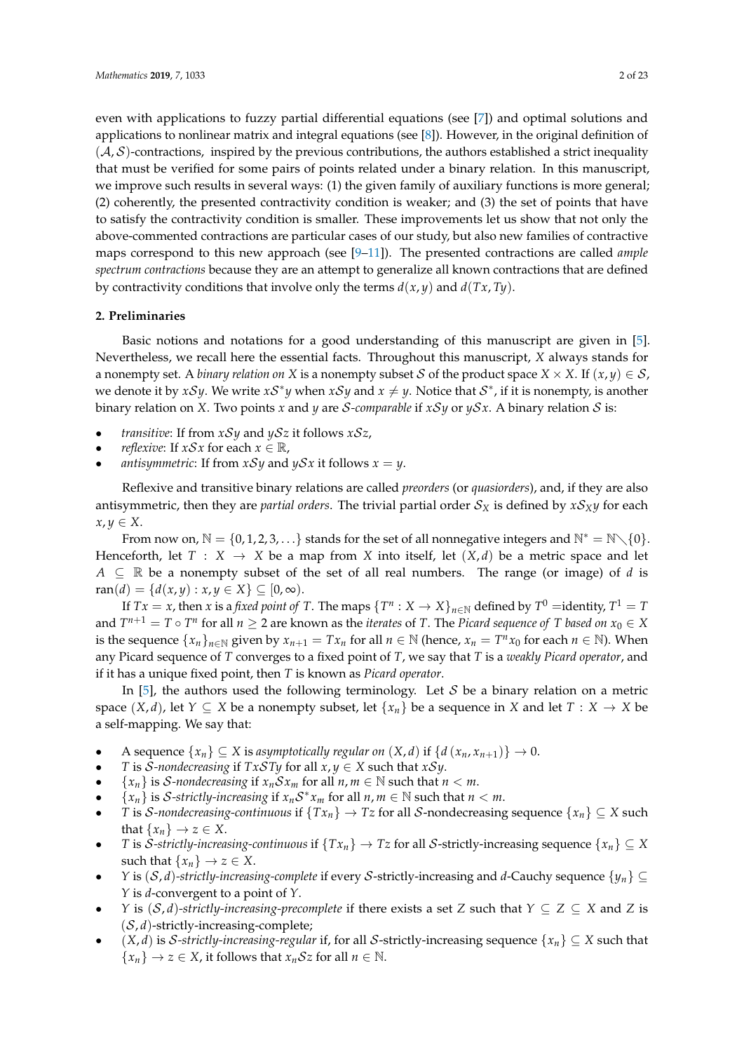even with applications to fuzzy partial differential equations (see [7]) and optimal solutions and applications to nonlinear matrix and integral equations (see [8]). However, in the original definition of $(\mathcal{A},\mathcal{S})$-contractions, inspired by the previous contributions, the authors established a strict inequality that must be verified for some pairs of points related under a binary relation. In this manuscript, we improve such results in several ways: (1) the given family of auxiliary functions is more general; (2) coherently, the presented contractivity condition is weaker; and (3) the set of points that have to satisfy the contractivity condition is smaller. These improvements let us show that not only the above-commented contractions are particular cases of our study, but also new families of contractive maps correspond to this new approach (see [9–11]). The presented contractions are called *ample spectrum contractions* because they are an attempt to generalize all known contractions that are defined by contractivity conditions that involve only the terms $d(x,y)$ and $d(Tx,Ty)$.

## 2. Preliminaries

Basic notions and notations for a good understanding of this manuscript are given in [5]. Nevertheless, we recall here the essential facts. Throughout this manuscript, $X$ always stands for a nonempty set. A *binary relation on* $X$ is a nonempty subset $\mathcal{S}$ of the product space $X \times X$. If $(x,y) \in \mathcal{S}$, we denote it by $x\mathcal{S}y$. We write $x\mathcal{S}^*y$ when $x\mathcal{S}y$ and $x \neq y$. Notice that $\mathcal{S}^*$, if it is nonempty, is another binary relation on $X$. Two points $x$ and $y$ are $\mathcal{S}$*-comparable* if $x\mathcal{S}y$ or $y\mathcal{S}x$. A binary relation $\mathcal{S}$ is:

- *transitive*: If from $x\mathcal{S}y$ and $y\mathcal{S}z$ it follows $x\mathcal{S}z$,
- *reflexive*: If $x\mathcal{S}x$ for each $x \in \mathbb{R}$,
- *antisymmetric*: If from $x\mathcal{S}y$ and $y\mathcal{S}x$ it follows $x = y$.

Reflexive and transitive binary relations are called *preorders* (or *quasiorders*), and, if they are also antisymmetric, then they are *partial orders*. The trivial partial order $\mathcal{S}_X$ is defined by $x\mathcal{S}_Xy$ for each $x,y \in X$.

From now on, $\mathbb{N} = \{0,1,2,3,\ldots\}$ stands for the set of all nonnegative integers and $\mathbb{N}^* = \mathbb{N}\diagdown\{0\}$. Henceforth, let $T : X \to X$ be a map from $X$ into itself, let $(X,d)$ be a metric space and let $A \subseteq \mathbb{R}$ be a nonempty subset of the set of all real numbers. The range (or image) of $d$ is $\operatorname{ran}(d) = \{d(x,y) : x,y \in X\} \subseteq [0,\infty)$.

If $Tx = x$, then $x$ is a *fixed point of* $T$. The maps $\{T^n : X \to X\}_{n\in\mathbb{N}}$ defined by $T^0$ =identity, $T^1 = T$ and $T^{n+1} = T \circ T^n$ for all $n \geq 2$ are known as the *iterates* of $T$. The *Picard sequence of* $T$ *based on* $x_0 \in X$ is the sequence $\{x_n\}_{n\in\mathbb{N}}$ given by $x_{n+1} = Tx_n$ for all $n \in \mathbb{N}$ (hence, $x_n = T^nx_0$ for each $n \in \mathbb{N}$). When any Picard sequence of $T$ converges to a fixed point of $T$, we say that $T$ is a *weakly Picard operator*, and if it has a unique fixed point, then $T$ is known as *Picard operator*.

In [5], the authors used the following terminology. Let $\mathcal{S}$ be a binary relation on a metric space $(X,d)$, let $Y \subseteq X$ be a nonempty subset, let $\{x_n\}$ be a sequence in $X$ and let $T : X \to X$ be a self-mapping. We say that:

- A sequence $\{x_n\} \subseteq X$ is *asymptotically regular on* $(X,d)$ if $\{d(x_n,x_{n+1})\} \to 0$.
- $T$ is $\mathcal{S}$*-nondecreasing* if $Tx\mathcal{S}Ty$ for all $x,y \in X$ such that $x\mathcal{S}y$.
- $\{x_n\}$ is $\mathcal{S}$*-nondecreasing* if $x_n\mathcal{S}x_m$ for all $n,m \in \mathbb{N}$ such that $n < m$.
- $\{x_n\}$ is $\mathcal{S}$*-strictly-increasing* if $x_n\mathcal{S}^*x_m$ for all $n,m \in \mathbb{N}$ such that $n < m$.
- $T$ is $\mathcal{S}$*-nondecreasing-continuous* if $\{Tx_n\} \to Tz$ for all $\mathcal{S}$-nondecreasing sequence $\{x_n\} \subseteq X$ such that $\{x_n\} \to z \in X$.
- $T$ is $\mathcal{S}$*-strictly-increasing-continuous* if $\{Tx_n\} \to Tz$ for all $\mathcal{S}$-strictly-increasing sequence $\{x_n\} \subseteq X$ such that $\{x_n\} \to z \in X$.
- $Y$ is $(\mathcal{S},d)$*-strictly-increasing-complete* if every $\mathcal{S}$-strictly-increasing and $d$-Cauchy sequence $\{y_n\} \subseteq Y$ is $d$-convergent to a point of $Y$.
- $Y$ is $(\mathcal{S},d)$*-strictly-increasing-precomplete* if there exists a set $Z$ such that $Y \subseteq Z \subseteq X$ and $Z$ is $(\mathcal{S},d)$-strictly-increasing-complete;
- $(X,d)$ is $\mathcal{S}$*-strictly-increasing-regular* if, for all $\mathcal{S}$-strictly-increasing sequence $\{x_n\} \subseteq X$ such that $\{x_n\} \to z \in X$, it follows that $x_n\mathcal{S}z$ for all $n \in \mathbb{N}$.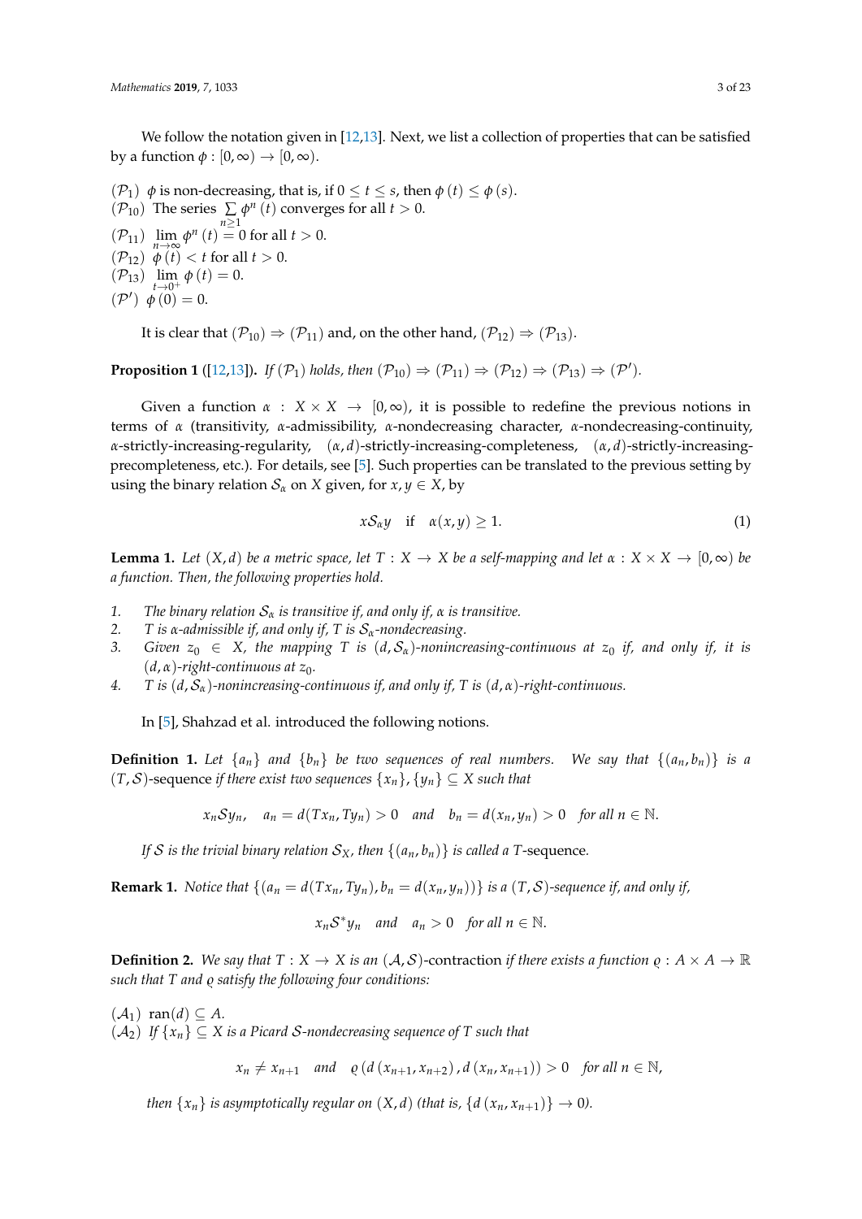We follow the notation given in [12,13]. Next, we list a collection of properties that can be satisfied by a function $\phi : [0, \infty) \to [0, \infty)$.

($\mathcal{P}_1$) $\phi$ is non-decreasing, that is, if $0 \leq t \leq s$, then $\phi(t) \leq \phi(s)$.
($\mathcal{P}_{10}$) The series $\sum_{n \geq 1} \phi^n(t)$ converges for all $t > 0$.
($\mathcal{P}_{11}$) $\lim_{n \to \infty} \phi^n(t) = 0$ for all $t > 0$.
($\mathcal{P}_{12}$) $\phi(t) < t$ for all $t > 0$.
($\mathcal{P}_{13}$) $\lim_{t \to 0^+} \phi(t) = 0$.
($\mathcal{P}'$) $\phi(0) = 0$.

It is clear that $(\mathcal{P}_{10}) \Rightarrow (\mathcal{P}_{11})$ and, on the other hand, $(\mathcal{P}_{12}) \Rightarrow (\mathcal{P}_{13})$.

**Proposition 1** ([12,13]). *If* $(\mathcal{P}_1)$ *holds, then* $(\mathcal{P}_{10}) \Rightarrow (\mathcal{P}_{11}) \Rightarrow (\mathcal{P}_{12}) \Rightarrow (\mathcal{P}_{13}) \Rightarrow (\mathcal{P}')$.

Given a function $\alpha : X \times X \to [0, \infty)$, it is possible to redefine the previous notions in terms of $\alpha$ (transitivity, $\alpha$-admissibility, $\alpha$-nondecreasing character, $\alpha$-nondecreasing-continuity, $\alpha$-strictly-increasing-regularity, $(\alpha, d)$-strictly-increasing-completeness, $(\alpha, d)$-strictly-increasing-precompleteness, etc.). For details, see [5]. Such properties can be translated to the previous setting by using the binary relation $\mathcal{S}_\alpha$ on $X$ given, for $x, y \in X$, by

$$x \mathcal{S}_\alpha y \quad \text{if} \quad \alpha(x, y) \geq 1. \tag{1}$$

**Lemma 1.** *Let* $(X, d)$ *be a metric space, let* $T : X \to X$ *be a self-mapping and let* $\alpha : X \times X \to [0, \infty)$ *be a function. Then, the following properties hold.*

1. *The binary relation* $\mathcal{S}_\alpha$ *is transitive if, and only if,* $\alpha$ *is transitive.*
2. $T$ *is* $\alpha$*-admissible if, and only if,* $T$ *is* $\mathcal{S}_\alpha$*-nondecreasing.*
3. *Given* $z_0 \in X$*, the mapping* $T$ *is* $(d, \mathcal{S}_\alpha)$*-nonincreasing-continuous at* $z_0$ *if, and only if, it is* $(d, \alpha)$*-right-continuous at* $z_0$*.*
4. $T$ *is* $(d, \mathcal{S}_\alpha)$*-nonincreasing-continuous if, and only if,* $T$ *is* $(d, \alpha)$*-right-continuous.*

In [5], Shahzad et al. introduced the following notions.

**Definition 1.** *Let* $\{a_n\}$ *and* $\{b_n\}$ *be two sequences of real numbers. We say that* $\{(a_n, b_n)\}$ *is a* $(T, \mathcal{S})$*-sequence if there exist two sequences* $\{x_n\}, \{y_n\} \subseteq X$ *such that*

$$x_n \mathcal{S} y_n, \quad a_n = d(Tx_n, Ty_n) > 0 \quad \text{and} \quad b_n = d(x_n, y_n) > 0 \quad \text{for all } n \in \mathbb{N}.$$

*If* $\mathcal{S}$ *is the trivial binary relation* $\mathcal{S}_X$*, then* $\{(a_n, b_n)\}$ *is called a* $T$*-sequence.*

**Remark 1.** *Notice that* $\{(a_n = d(Tx_n, Ty_n), b_n = d(x_n, y_n))\}$ *is a* $(T, \mathcal{S})$*-sequence if, and only if,*

$$x_n \mathcal{S}^* y_n \quad \text{and} \quad a_n > 0 \quad \text{for all } n \in \mathbb{N}.$$

**Definition 2.** *We say that* $T : X \to X$ *is an* $(\mathcal{A}, \mathcal{S})$*-contraction if there exists a function* $\varrho : A \times A \to \mathbb{R}$ *such that* $T$ *and* $\varrho$ *satisfy the following four conditions:*

($\mathcal{A}_1$) $\operatorname{ran}(d) \subseteq A$.
($\mathcal{A}_2$) *If* $\{x_n\} \subseteq X$ *is a Picard* $\mathcal{S}$*-nondecreasing sequence of* $T$ *such that*

$$x_n \neq x_{n+1} \quad \text{and} \quad \varrho(d(x_{n+1}, x_{n+2}), d(x_n, x_{n+1})) > 0 \quad \text{for all } n \in \mathbb{N},$$

*then* $\{x_n\}$ *is asymptotically regular on* $(X, d)$ *(that is,* $\{d(x_n, x_{n+1})\} \to 0$*).*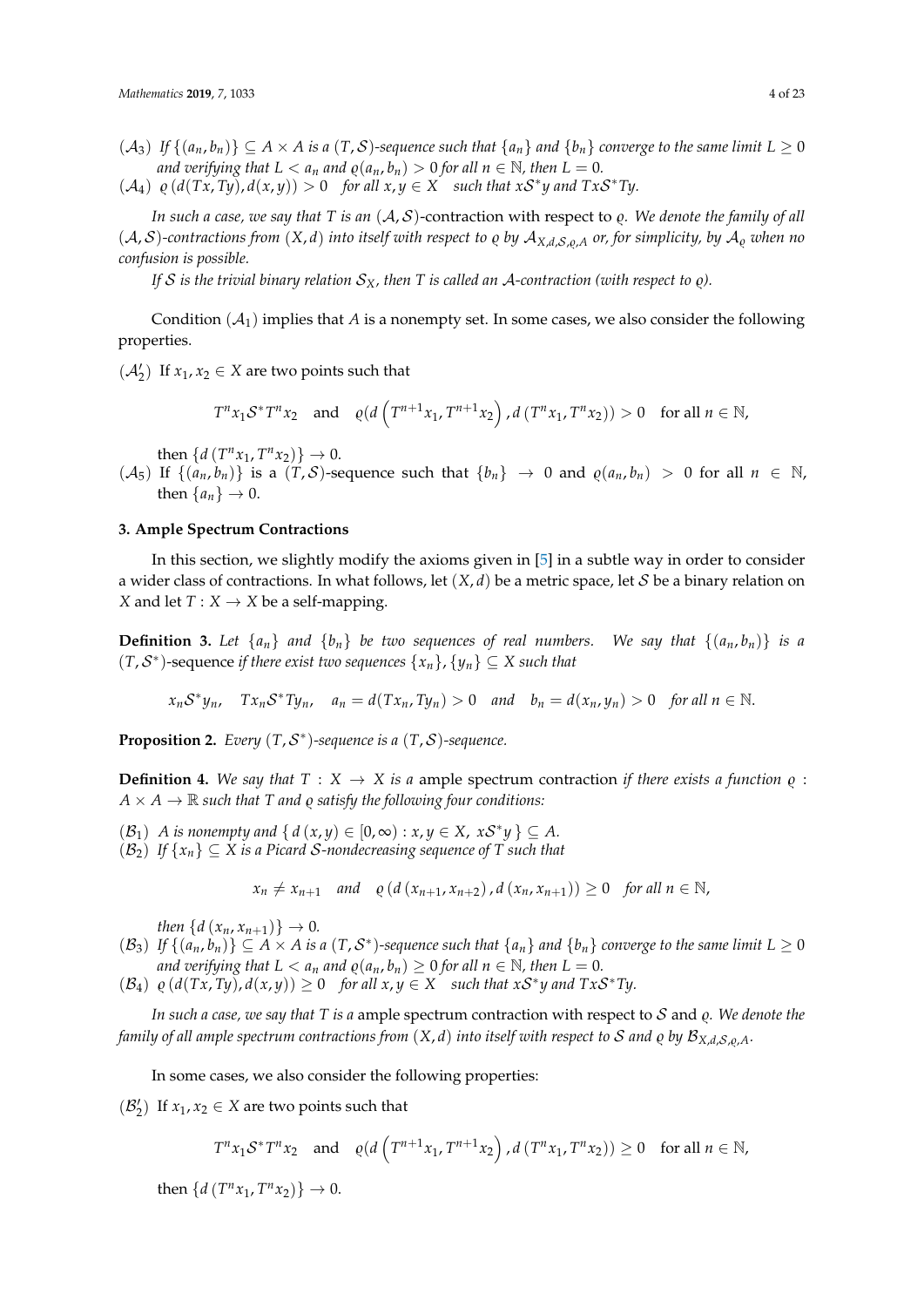$(\mathcal{A}_3)$ *If $\{(a_n, b_n)\} \subseteq A \times A$ is a $(T, \mathcal{S})$-sequence such that $\{a_n\}$ and $\{b_n\}$ converge to the same limit $L \geq 0$ and verifying that $L < a_n$ and $\varrho(a_n, b_n) > 0$ for all $n \in \mathbb{N}$, then $L = 0$.*

$(\mathcal{A}_4)$ *$\varrho\left(d(Tx, Ty), d(x, y)\right) > 0$ for all $x, y \in X$ such that $x\mathcal{S}^*y$ and $Tx\mathcal{S}^*Ty$.*

*In such a case, we say that $T$ is an $(\mathcal{A}, \mathcal{S})$-contraction with respect to $\varrho$. We denote the family of all $(\mathcal{A}, \mathcal{S})$-contractions from $(X, d)$ into itself with respect to $\varrho$ by $\mathcal{A}_{X,d,\mathcal{S},\varrho,A}$ or, for simplicity, by $\mathcal{A}_\varrho$ when no confusion is possible.*

*If $\mathcal{S}$ is the trivial binary relation $\mathcal{S}_X$, then $T$ is called an $\mathcal{A}$-contraction (with respect to $\varrho$).*

Condition $(\mathcal{A}_1)$ implies that $A$ is a nonempty set. In some cases, we also consider the following properties.

$(\mathcal{A}'_2)$ If $x_1, x_2 \in X$ are two points such that

$$T^n x_1 \mathcal{S}^* T^n x_2 \quad \text{and} \quad \varrho(d\left(T^{n+1}x_1, T^{n+1}x_2\right), d\left(T^n x_1, T^n x_2\right)) > 0 \quad \text{for all } n \in \mathbb{N},$$

then $\{d\left(T^n x_1, T^n x_2\right)\} \to 0$.

$(\mathcal{A}_5)$ If $\{(a_n, b_n)\}$ is a $(T, \mathcal{S})$-sequence such that $\{b_n\} \to 0$ and $\varrho(a_n, b_n) > 0$ for all $n \in \mathbb{N}$, then $\{a_n\} \to 0$.

## 3. Ample Spectrum Contractions

In this section, we slightly modify the axioms given in [5] in a subtle way in order to consider a wider class of contractions. In what follows, let $(X, d)$ be a metric space, let $\mathcal{S}$ be a binary relation on $X$ and let $T : X \to X$ be a self-mapping.

**Definition 3.** *Let $\{a_n\}$ and $\{b_n\}$ be two sequences of real numbers. We say that $\{(a_n, b_n)\}$ is a* $(T, \mathcal{S}^*)$-sequence *if there exist two sequences $\{x_n\}, \{y_n\} \subseteq X$ such that*

$$x_n \mathcal{S}^* y_n, \quad Tx_n \mathcal{S}^* Ty_n, \quad a_n = d(Tx_n, Ty_n) > 0 \quad \textit{and} \quad b_n = d(x_n, y_n) > 0 \quad \textit{for all } n \in \mathbb{N}.$$

**Proposition 2.** *Every $(T, \mathcal{S}^*)$-sequence is a $(T, \mathcal{S})$-sequence.*

**Definition 4.** *We say that $T : X \to X$ is a* ample spectrum contraction *if there exists a function $\varrho : A \times A \to \mathbb{R}$ such that $T$ and $\varrho$ satisfy the following four conditions:*

$(\mathcal{B}_1)$ *$A$ is nonempty and $\{\, d(x, y) \in [0, \infty) : x, y \in X,\ x\mathcal{S}^*y \,\} \subseteq A$.*

$(\mathcal{B}_2)$ *If $\{x_n\} \subseteq X$ is a Picard $\mathcal{S}$-nondecreasing sequence of $T$ such that*

$$x_n \neq x_{n+1} \quad \textit{and} \quad \varrho\left(d\left(x_{n+1}, x_{n+2}\right), d\left(x_n, x_{n+1}\right)\right) \geq 0 \quad \textit{for all } n \in \mathbb{N},$$

*then $\{d\left(x_n, x_{n+1}\right)\} \to 0$.*

$(\mathcal{B}_3)$ *If $\{(a_n, b_n)\} \subseteq A \times A$ is a $(T, \mathcal{S}^*)$-sequence such that $\{a_n\}$ and $\{b_n\}$ converge to the same limit $L \geq 0$ and verifying that $L < a_n$ and $\varrho(a_n, b_n) \geq 0$ for all $n \in \mathbb{N}$, then $L = 0$.*

$(\mathcal{B}_4)$ *$\varrho\left(d(Tx, Ty), d(x, y)\right) \geq 0$ for all $x, y \in X$ such that $x\mathcal{S}^*y$ and $Tx\mathcal{S}^*Ty$.*

*In such a case, we say that $T$ is a* ample spectrum contraction with respect to $\mathcal{S}$ and $\varrho$. *We denote the family of all ample spectrum contractions from $(X, d)$ into itself with respect to $\mathcal{S}$ and $\varrho$ by $\mathcal{B}_{X,d,\mathcal{S},\varrho,A}$.*

In some cases, we also consider the following properties:

$(\mathcal{B}'_2)$ If $x_1, x_2 \in X$ are two points such that

$$T^n x_1 \mathcal{S}^* T^n x_2 \quad \text{and} \quad \varrho(d\left(T^{n+1}x_1, T^{n+1}x_2\right), d\left(T^n x_1, T^n x_2\right)) \geq 0 \quad \text{for all } n \in \mathbb{N},$$

then $\{d\left(T^n x_1, T^n x_2\right)\} \to 0$.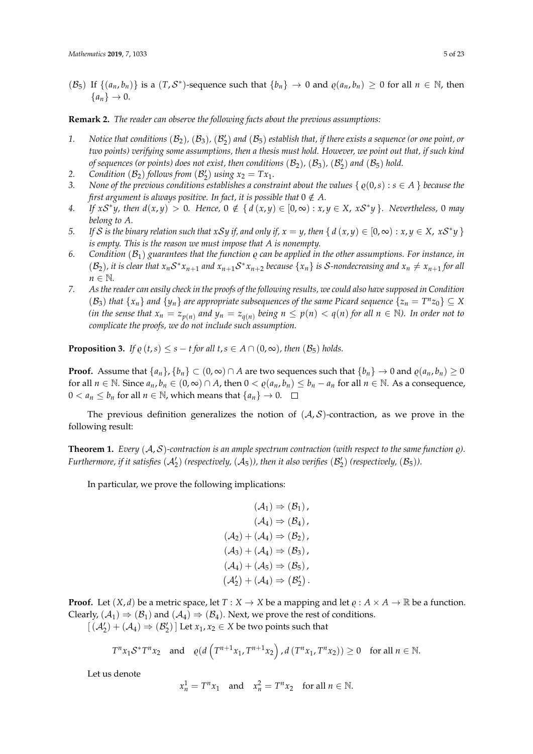($\mathcal{B}_5$) If $\{(a_n, b_n)\}$ is a $(T, \mathcal{S}^*)$-sequence such that $\{b_n\} \to 0$ and $\varrho(a_n, b_n) \geq 0$ for all $n \in \mathbb{N}$, then $\{a_n\} \to 0$.

**Remark 2.** *The reader can observe the following facts about the previous assumptions:*

1. *Notice that conditions $(\mathcal{B}_2)$, $(\mathcal{B}_3)$, $(\mathcal{B}_2')$ and $(\mathcal{B}_5)$ establish that, if there exists a sequence (or one point, or two points) verifying some assumptions, then a thesis must hold. However, we point out that, if such kind of sequences (or points) does not exist, then conditions $(\mathcal{B}_2)$, $(\mathcal{B}_3)$, $(\mathcal{B}_2')$ and $(\mathcal{B}_5)$ hold.*
2. *Condition $(\mathcal{B}_2)$ follows from $(\mathcal{B}_2')$ using $x_2 = Tx_1$.*
3. *None of the previous conditions establishes a constraint about the values $\{\, \varrho(0,s) : s \in A \,\}$ because the first argument is always positive. In fact, it is possible that $0 \notin A$.*
4. *If $x\mathcal{S}^*y$, then $d(x,y) > 0$. Hence, $0 \notin \{\, d\,(x,y) \in [0,\infty) : x,y \in X,\ x\mathcal{S}^*y \,\}$. Nevertheless, $0$ may belong to $A$.*
5. *If $\mathcal{S}$ is the binary relation such that $x\mathcal{S}y$ if, and only if, $x = y$, then $\{\, d\,(x,y) \in [0,\infty) : x,y \in X,\ x\mathcal{S}^*y \,\}$ is empty. This is the reason we must impose that $A$ is nonempty.*
6. *Condition $(\mathcal{B}_1)$ guarantees that the function $\varrho$ can be applied in the other assumptions. For instance, in $(\mathcal{B}_2)$, it is clear that $x_n\mathcal{S}^*x_{n+1}$ and $x_{n+1}\mathcal{S}^*x_{n+2}$ because $\{x_n\}$ is $\mathcal{S}$-nondecreasing and $x_n \neq x_{n+1}$ for all $n \in \mathbb{N}$.*
7. *As the reader can easily check in the proofs of the following results, we could also have supposed in Condition $(\mathcal{B}_3)$ that $\{x_n\}$ and $\{y_n\}$ are appropriate subsequences of the same Picard sequence $\{z_n = T^n z_0\} \subseteq X$ (in the sense that $x_n = z_{p(n)}$ and $y_n = z_{q(n)}$ being $n \leq p(n) < q(n)$ for all $n \in \mathbb{N}$). In order not to complicate the proofs, we do not include such assumption.*

**Proposition 3.** *If $\varrho\,(t,s) \leq s - t$ for all $t,s \in A \cap (0,\infty)$, then $(\mathcal{B}_5)$ holds.*

**Proof.** Assume that $\{a_n\}, \{b_n\} \subset (0,\infty) \cap A$ are two sequences such that $\{b_n\} \to 0$ and $\varrho(a_n, b_n) \geq 0$ for all $n \in \mathbb{N}$. Since $a_n, b_n \in (0,\infty) \cap A$, then $0 < \varrho(a_n, b_n) \leq b_n - a_n$ for all $n \in \mathbb{N}$. As a consequence, $0 < a_n \leq b_n$ for all $n \in \mathbb{N}$, which means that $\{a_n\} \to 0$. □

The previous definition generalizes the notion of $(\mathcal{A}, \mathcal{S})$-contraction, as we prove in the following result:

**Theorem 1.** *Every $(\mathcal{A}, \mathcal{S})$-contraction is an ample spectrum contraction (with respect to the same function $\varrho$). Furthermore, if it satisfies $(\mathcal{A}_2')$ (respectively, $(\mathcal{A}_5)$), then it also verifies $(\mathcal{B}_2')$ (respectively, $(\mathcal{B}_5)$).*

In particular, we prove the following implications:

$$
\begin{aligned}
(\mathcal{A}_1) &\Rightarrow (\mathcal{B}_1)\,, \\
(\mathcal{A}_4) &\Rightarrow (\mathcal{B}_4)\,, \\
(\mathcal{A}_2) + (\mathcal{A}_4) &\Rightarrow (\mathcal{B}_2)\,, \\
(\mathcal{A}_3) + (\mathcal{A}_4) &\Rightarrow (\mathcal{B}_3)\,, \\
(\mathcal{A}_4) + (\mathcal{A}_5) &\Rightarrow (\mathcal{B}_5)\,, \\
(\mathcal{A}_2') + (\mathcal{A}_4) &\Rightarrow (\mathcal{B}_2')\,.
\end{aligned}
$$

**Proof.** Let $(X,d)$ be a metric space, let $T : X \to X$ be a mapping and let $\varrho : A \times A \to \mathbb{R}$ be a function. Clearly, $(\mathcal{A}_1) \Rightarrow (\mathcal{B}_1)$ and $(\mathcal{A}_4) \Rightarrow (\mathcal{B}_4)$. Next, we prove the rest of conditions.

[ $(\mathcal{A}_2') + (\mathcal{A}_4) \Rightarrow (\mathcal{B}_2')$ ] Let $x_1, x_2 \in X$ be two points such that

$$
T^n x_1 \mathcal{S}^* T^n x_2 \quad \text{and} \quad \varrho(d\left(T^{n+1}x_1, T^{n+1}x_2\right), d\left(T^n x_1, T^n x_2\right)) \geq 0 \quad \text{for all } n \in \mathbb{N}.
$$

Let us denote

$$
x_n^1 = T^n x_1 \quad \text{and} \quad x_n^2 = T^n x_2 \quad \text{for all } n \in \mathbb{N}.
$$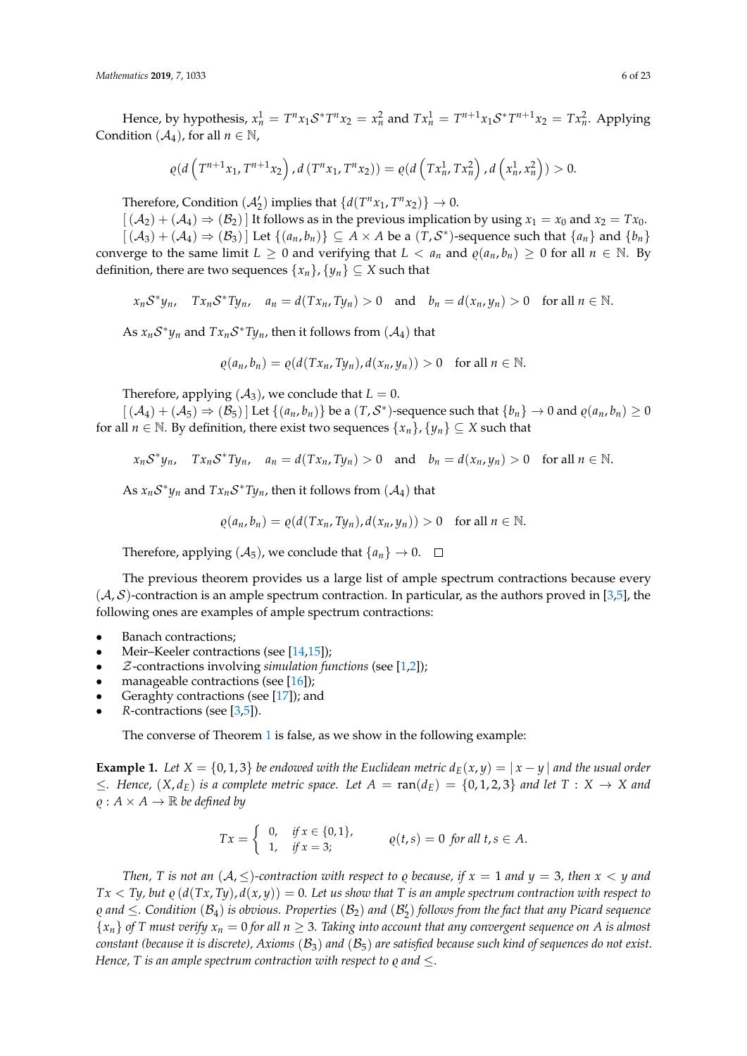Hence, by hypothesis, $x_n^1 = T^n x_1 \mathcal{S}^* T^n x_2 = x_n^2$ and $Tx_n^1 = T^{n+1} x_1 \mathcal{S}^* T^{n+1} x_2 = Tx_n^2$. Applying Condition $(\mathcal{A}_4)$, for all $n \in \mathbb{N}$,

$$\varrho(d\left(T^{n+1}x_1, T^{n+1}x_2\right), d\left(T^n x_1, T^n x_2\right)) = \varrho(d\left(Tx_n^1, Tx_n^2\right), d\left(x_n^1, x_n^2\right)) > 0.$$

Therefore, Condition $(\mathcal{A}_2')$ implies that $\{d(T^n x_1, T^n x_2)\} \to 0$.

$[\,(\mathcal{A}_2) + (\mathcal{A}_4) \Rightarrow (\mathcal{B}_2)\,]$ It follows as in the previous implication by using $x_1 = x_0$ and $x_2 = Tx_0$.

$[\,(\mathcal{A}_3) + (\mathcal{A}_4) \Rightarrow (\mathcal{B}_3)\,]$ Let $\{(a_n, b_n)\} \subseteq A \times A$ be a $(T, \mathcal{S}^*)$-sequence such that $\{a_n\}$ and $\{b_n\}$ converge to the same limit $L \geq 0$ and verifying that $L < a_n$ and $\varrho(a_n, b_n) \geq 0$ for all $n \in \mathbb{N}$. By definition, there are two sequences $\{x_n\}, \{y_n\} \subseteq X$ such that

$$x_n \mathcal{S}^* y_n, \quad Tx_n \mathcal{S}^* Ty_n, \quad a_n = d(Tx_n, Ty_n) > 0 \quad \text{and} \quad b_n = d(x_n, y_n) > 0 \quad \text{for all } n \in \mathbb{N}.$$

As $x_n \mathcal{S}^* y_n$ and $Tx_n \mathcal{S}^* Ty_n$, then it follows from $(\mathcal{A}_4)$ that

$$\varrho(a_n, b_n) = \varrho(d(Tx_n, Ty_n), d(x_n, y_n)) > 0 \quad \text{for all } n \in \mathbb{N}.$$

Therefore, applying $(\mathcal{A}_3)$, we conclude that $L = 0$.

$[\,(\mathcal{A}_4) + (\mathcal{A}_5) \Rightarrow (\mathcal{B}_5)\,]$ Let $\{(a_n, b_n)\}$ be a $(T, \mathcal{S}^*)$-sequence such that $\{b_n\} \to 0$ and $\varrho(a_n, b_n) \geq 0$ for all $n \in \mathbb{N}$. By definition, there exist two sequences $\{x_n\}, \{y_n\} \subseteq X$ such that

$$x_n \mathcal{S}^* y_n, \quad Tx_n \mathcal{S}^* Ty_n, \quad a_n = d(Tx_n, Ty_n) > 0 \quad \text{and} \quad b_n = d(x_n, y_n) > 0 \quad \text{for all } n \in \mathbb{N}.$$

As $x_n \mathcal{S}^* y_n$ and $Tx_n \mathcal{S}^* Ty_n$, then it follows from $(\mathcal{A}_4)$ that

$$\varrho(a_n, b_n) = \varrho(d(Tx_n, Ty_n), d(x_n, y_n)) > 0 \quad \text{for all } n \in \mathbb{N}.$$

Therefore, applying $(\mathcal{A}_5)$, we conclude that $\{a_n\} \to 0$. □

The previous theorem provides us a large list of ample spectrum contractions because every $(\mathcal{A}, \mathcal{S})$-contraction is an ample spectrum contraction. In particular, as the authors proved in [3,5], the following ones are examples of ample spectrum contractions:

- Banach contractions;
- Meir–Keeler contractions (see [14,15]);
- $\mathcal{Z}$-contractions involving *simulation functions* (see [1,2]);
- manageable contractions (see [16]);
- Geraghty contractions (see [17]); and
- $R$-contractions (see [3,5]).

The converse of Theorem 1 is false, as we show in the following example:

**Example 1.** *Let $X = \{0, 1, 3\}$ be endowed with the Euclidean metric $d_E(x, y) = |\,x - y\,|$ and the usual order $\leq$. Hence, $(X, d_E)$ is a complete metric space. Let $A = \operatorname{ran}(d_E) = \{0, 1, 2, 3\}$ and let $T : X \to X$ and $\varrho : A \times A \to \mathbb{R}$ be defined by*

$$Tx = \begin{cases} 0, & \text{if } x \in \{0, 1\}, \\ 1, & \text{if } x = 3; \end{cases} \qquad \varrho(t, s) = 0 \text{ for all } t, s \in A.$$

*Then, $T$ is not an $(\mathcal{A}, \leq)$-contraction with respect to $\varrho$ because, if $x = 1$ and $y = 3$, then $x < y$ and $Tx < Ty$, but $\varrho\left(d(Tx, Ty), d(x, y)\right) = 0$. Let us show that $T$ is an ample spectrum contraction with respect to $\varrho$ and $\leq$. Condition $(\mathcal{B}_4)$ is obvious. Properties $(\mathcal{B}_2)$ and $(\mathcal{B}_2')$ follows from the fact that any Picard sequence $\{x_n\}$ of $T$ must verify $x_n = 0$ for all $n \geq 3$. Taking into account that any convergent sequence on $A$ is almost constant (because it is discrete), Axioms $(\mathcal{B}_3)$ and $(\mathcal{B}_5)$ are satisfied because such kind of sequences do not exist. Hence, $T$ is an ample spectrum contraction with respect to $\varrho$ and $\leq$.*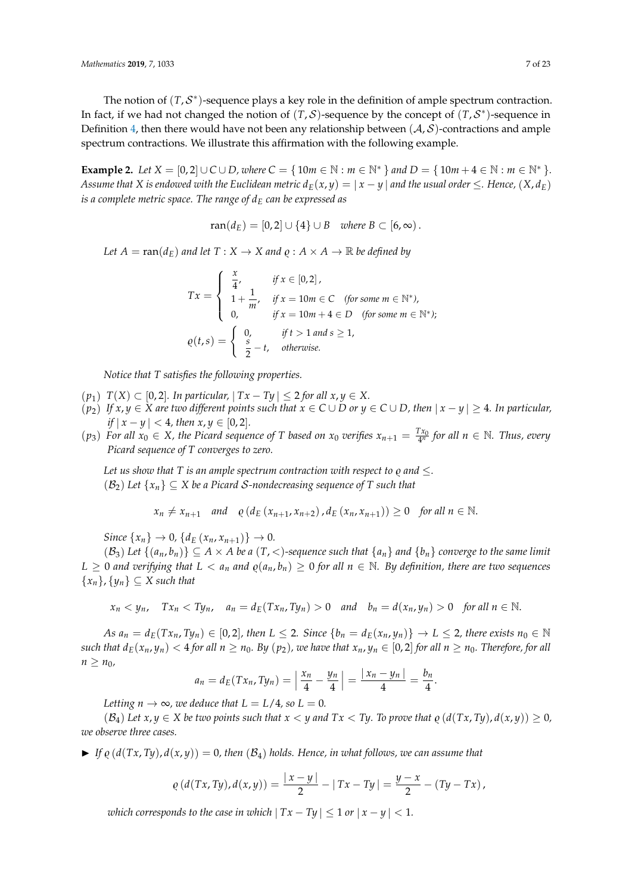The notion of $(T, \mathcal{S}^*)$-sequence plays a key role in the definition of ample spectrum contraction. In fact, if we had not changed the notion of $(T, \mathcal{S})$-sequence by the concept of $(T, \mathcal{S}^*)$-sequence in Definition 4, then there would have not been any relationship between $(\mathcal{A}, \mathcal{S})$-contractions and ample spectrum contractions. We illustrate this affirmation with the following example.

**Example 2.** *Let $X = [0,2] \cup C \cup D$, where $C = \{ 10m \in \mathbb{N} : m \in \mathbb{N}^* \}$ and $D = \{ 10m + 4 \in \mathbb{N} : m \in \mathbb{N}^* \}$. Assume that $X$ is endowed with the Euclidean metric $d_E(x,y) = |x - y|$ and the usual order $\leq$. Hence, $(X, d_E)$ is a complete metric space. The range of $d_E$ can be expressed as*

$$\operatorname{ran}(d_E) = [0,2] \cup \{4\} \cup B \quad \text{where } B \subset [6, \infty).$$

*Let $A = \operatorname{ran}(d_E)$ and let $T : X \to X$ and $\varrho : A \times A \to \mathbb{R}$ be defined by*

$$Tx = \begin{cases} \dfrac{x}{4}, & \text{if } x \in [0,2], \\ 1 + \dfrac{1}{m}, & \text{if } x = 10m \in C \quad (\text{for some } m \in \mathbb{N}^*), \\ 0, & \text{if } x = 10m + 4 \in D \quad (\text{for some } m \in \mathbb{N}^*); \end{cases}$$

$$\varrho(t,s) = \begin{cases} 0, & \text{if } t > 1 \text{ and } s \geq 1, \\ \dfrac{s}{2} - t, & \text{otherwise.} \end{cases}$$

*Notice that $T$ satisfies the following properties.*

- $(p_1)$ *$T(X) \subset [0,2]$. In particular, $|Tx - Ty| \leq 2$ for all $x, y \in X$.*
- $(p_2)$ *If $x, y \in X$ are two different points such that $x \in C \cup D$ or $y \in C \cup D$, then $|x - y| \geq 4$. In particular, if $|x - y| < 4$, then $x, y \in [0,2]$.*
- $(p_3)$ *For all $x_0 \in X$, the Picard sequence of $T$ based on $x_0$ verifies $x_{n+1} = \frac{Tx_0}{4^n}$ for all $n \in \mathbb{N}$. Thus, every Picard sequence of $T$ converges to zero.*

*Let us show that $T$ is an ample spectrum contraction with respect to $\varrho$ and $\leq$.*

$(\mathcal{B}_2)$ *Let $\{x_n\} \subseteq X$ be a Picard $\mathcal{S}$-nondecreasing sequence of $T$ such that*

$$x_n \neq x_{n+1} \quad \text{and} \quad \varrho\left(d_E\left(x_{n+1}, x_{n+2}\right), d_E\left(x_n, x_{n+1}\right)\right) \geq 0 \quad \text{for all } n \in \mathbb{N}.$$

*Since $\{x_n\} \to 0$, $\{d_E(x_n, x_{n+1})\} \to 0$.*

$(\mathcal{B}_3)$ *Let $\{(a_n, b_n)\} \subseteq A \times A$ be a $(T, <)$-sequence such that $\{a_n\}$ and $\{b_n\}$ converge to the same limit $L \geq 0$ and verifying that $L < a_n$ and $\varrho(a_n, b_n) \geq 0$ for all $n \in \mathbb{N}$. By definition, there are two sequences $\{x_n\}, \{y_n\} \subseteq X$ such that*

$$x_n < y_n, \quad Tx_n < Ty_n, \quad a_n = d_E(Tx_n, Ty_n) > 0 \quad \text{and} \quad b_n = d(x_n, y_n) > 0 \quad \text{for all } n \in \mathbb{N}.$$

*As $a_n = d_E(Tx_n, Ty_n) \in [0,2]$, then $L \leq 2$. Since $\{b_n = d_E(x_n, y_n)\} \to L \leq 2$, there exists $n_0 \in \mathbb{N}$ such that $d_E(x_n, y_n) < 4$ for all $n \geq n_0$. By $(p_2)$, we have that $x_n, y_n \in [0,2]$ for all $n \geq n_0$. Therefore, for all $n \geq n_0$,*

$$a_n = d_E(Tx_n, Ty_n) = \left| \frac{x_n}{4} - \frac{y_n}{4} \right| = \frac{|x_n - y_n|}{4} = \frac{b_n}{4}.$$

*Letting $n \to \infty$, we deduce that $L = L/4$, so $L = 0$.*

$(\mathcal{B}_4)$ *Let $x, y \in X$ be two points such that $x < y$ and $Tx < Ty$. To prove that $\varrho\left(d(Tx, Ty), d(x,y)\right) \geq 0$, we observe three cases.*

- ► *If $\varrho\left(d(Tx, Ty), d(x,y)\right) = 0$, then $(\mathcal{B}_4)$ holds. Hence, in what follows, we can assume that*

$$\varrho\left(d(Tx, Ty), d(x,y)\right) = \frac{|x - y|}{2} - |Tx - Ty| = \frac{y - x}{2} - (Ty - Tx),$$

*which corresponds to the case in which $|Tx - Ty| \leq 1$ or $|x - y| < 1$.*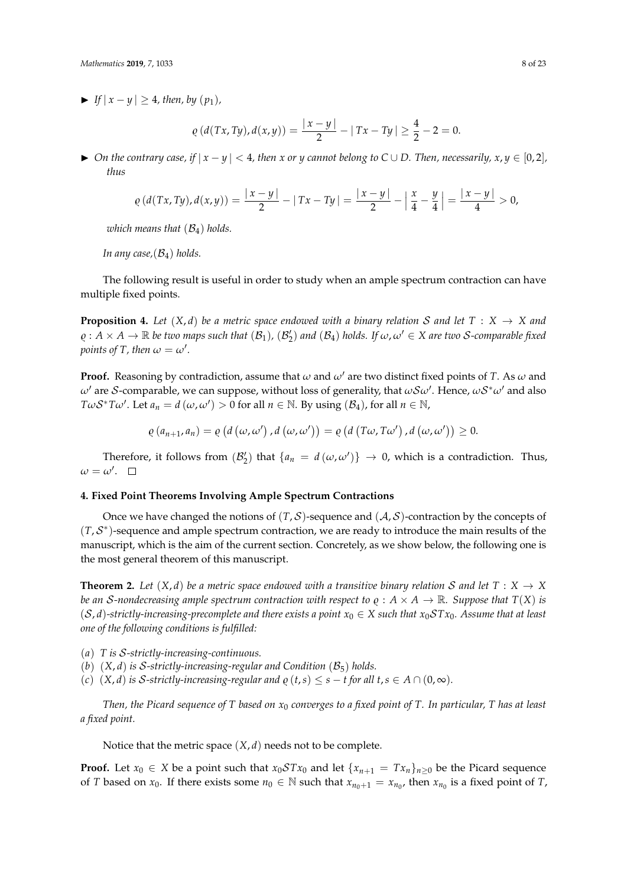► *If* $|x-y| \geq 4$*, then, by* $(p_1)$*,*

$$\varrho\left(d(Tx,Ty),d(x,y)\right) = \frac{|x-y|}{2} - |Tx-Ty| \geq \frac{4}{2} - 2 = 0.$$

► *On the contrary case, if* $|x-y| < 4$*, then* $x$ *or* $y$ *cannot belong to* $C \cup D$*. Then, necessarily,* $x, y \in [0,2]$*, thus*

$$\varrho\left(d(Tx,Ty),d(x,y)\right) = \frac{|x-y|}{2} - |Tx-Ty| = \frac{|x-y|}{2} - \left|\frac{x}{4} - \frac{y}{4}\right| = \frac{|x-y|}{4} > 0,$$

*which means that* $(\mathcal{B}_4)$ *holds.*

*In any case,*$(\mathcal{B}_4)$ *holds.*

The following result is useful in order to study when an ample spectrum contraction can have multiple fixed points.

**Proposition 4.** *Let* $(X,d)$ *be a metric space endowed with a binary relation* $\mathcal{S}$ *and let* $T : X \to X$ *and* $\varrho : A \times A \to \mathbb{R}$ *be two maps such that* $(\mathcal{B}_1)$*,* $(\mathcal{B}_2')$ *and* $(\mathcal{B}_4)$ *holds. If* $\omega, \omega' \in X$ *are two* $\mathcal{S}$*-comparable fixed points of* $T$*, then* $\omega = \omega'$*.*

**Proof.** Reasoning by contradiction, assume that $\omega$ and $\omega'$ are two distinct fixed points of $T$. As $\omega$ and $\omega'$ are $\mathcal{S}$-comparable, we can suppose, without loss of generality, that $\omega \mathcal{S} \omega'$. Hence, $\omega \mathcal{S}^* \omega'$ and also $T\omega \mathcal{S}^* T\omega'$. Let $a_n = d(\omega, \omega') > 0$ for all $n \in \mathbb{N}$. By using $(\mathcal{B}_4)$, for all $n \in \mathbb{N}$,

$$\varrho\left(a_{n+1}, a_n\right) = \varrho\left(d\left(\omega, \omega'\right), d\left(\omega, \omega'\right)\right) = \varrho\left(d\left(T\omega, T\omega'\right), d\left(\omega, \omega'\right)\right) \geq 0.$$

Therefore, it follows from $(\mathcal{B}_2')$ that $\{a_n = d(\omega, \omega')\} \to 0$, which is a contradiction. Thus, $\omega = \omega'$. □

## 4. Fixed Point Theorems Involving Ample Spectrum Contractions

Once we have changed the notions of $(T,\mathcal{S})$-sequence and $(\mathcal{A},\mathcal{S})$-contraction by the concepts of $(T,\mathcal{S}^*)$-sequence and ample spectrum contraction, we are ready to introduce the main results of the manuscript, which is the aim of the current section. Concretely, as we show below, the following one is the most general theorem of this manuscript.

**Theorem 2.** *Let* $(X,d)$ *be a metric space endowed with a transitive binary relation* $\mathcal{S}$ *and let* $T : X \to X$ *be an* $\mathcal{S}$*-nondecreasing ample spectrum contraction with respect to* $\varrho : A \times A \to \mathbb{R}$*. Suppose that* $T(X)$ *is* $(\mathcal{S},d)$*-strictly-increasing-precomplete and there exists a point* $x_0 \in X$ *such that* $x_0 \mathcal{S} T x_0$*. Assume that at least one of the following conditions is fulfilled:*

*(a)* $T$ *is* $\mathcal{S}$*-strictly-increasing-continuous.*
*(b)* $(X,d)$ *is* $\mathcal{S}$*-strictly-increasing-regular and Condition* $(\mathcal{B}_5)$ *holds.*
*(c)* $(X,d)$ *is* $\mathcal{S}$*-strictly-increasing-regular and* $\varrho(t,s) \leq s - t$ *for all* $t, s \in A \cap (0,\infty)$*.*

*Then, the Picard sequence of* $T$ *based on* $x_0$ *converges to a fixed point of* $T$*. In particular,* $T$ *has at least a fixed point.*

Notice that the metric space $(X,d)$ needs not to be complete.

**Proof.** Let $x_0 \in X$ be a point such that $x_0 \mathcal{S} T x_0$ and let $\{x_{n+1} = Tx_n\}_{n \geq 0}$ be the Picard sequence of $T$ based on $x_0$. If there exists some $n_0 \in \mathbb{N}$ such that $x_{n_0+1} = x_{n_0}$, then $x_{n_0}$ is a fixed point of $T$,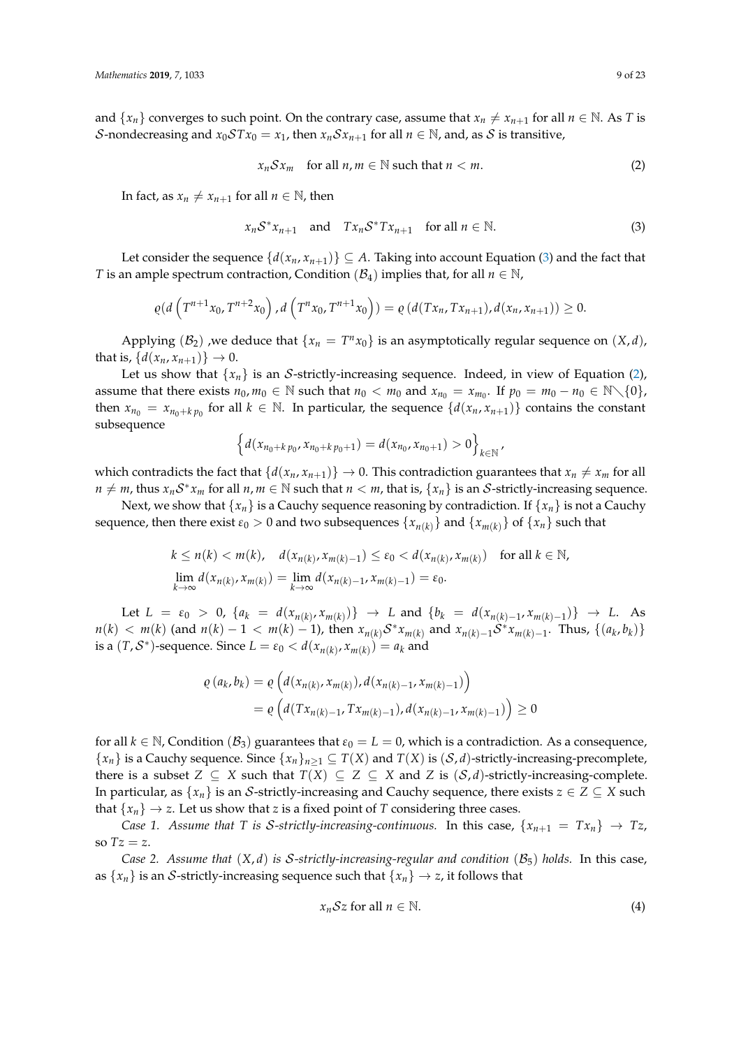and $\{x_n\}$ converges to such point. On the contrary case, assume that $x_n \neq x_{n+1}$ for all $n \in \mathbb{N}$. As $T$ is $\mathcal{S}$-nondecreasing and $x_0 \mathcal{S} T x_0 = x_1$, then $x_n \mathcal{S} x_{n+1}$ for all $n \in \mathbb{N}$, and, as $\mathcal{S}$ is transitive,

$$x_n \mathcal{S} x_m \quad \text{for all } n, m \in \mathbb{N} \text{ such that } n < m. \tag{2}$$

In fact, as $x_n \neq x_{n+1}$ for all $n \in \mathbb{N}$, then

$$x_n \mathcal{S}^* x_{n+1} \quad \text{and} \quad T x_n \mathcal{S}^* T x_{n+1} \quad \text{for all } n \in \mathbb{N}. \tag{3}$$

Let consider the sequence $\{d(x_n, x_{n+1})\} \subseteq A$. Taking into account Equation (3) and the fact that $T$ is an ample spectrum contraction, Condition $(\mathcal{B}_4)$ implies that, for all $n \in \mathbb{N}$,

$$\varrho\left(d\left(T^{n+1}x_0, T^{n+2}x_0\right), d\left(T^n x_0, T^{n+1}x_0\right)\right) = \varrho\left(d(Tx_n, Tx_{n+1}), d(x_n, x_{n+1})\right) \geq 0.$$

Applying $(\mathcal{B}_2)$ ,we deduce that $\{x_n = T^n x_0\}$ is an asymptotically regular sequence on $(X, d)$, that is, $\{d(x_n, x_{n+1})\} \to 0$.

Let us show that $\{x_n\}$ is an $\mathcal{S}$-strictly-increasing sequence. Indeed, in view of Equation (2), assume that there exists $n_0, m_0 \in \mathbb{N}$ such that $n_0 < m_0$ and $x_{n_0} = x_{m_0}$. If $p_0 = m_0 - n_0 \in \mathbb{N} \setminus \{0\}$, then $x_{n_0} = x_{n_0 + k p_0}$ for all $k \in \mathbb{N}$. In particular, the sequence $\{d(x_n, x_{n+1})\}$ contains the constant subsequence

$$\left\{d(x_{n_0 + k p_0}, x_{n_0 + k p_0 + 1}) = d(x_{n_0}, x_{n_0+1}) > 0\right\}_{k \in \mathbb{N}},$$

which contradicts the fact that $\{d(x_n, x_{n+1})\} \to 0$. This contradiction guarantees that $x_n \neq x_m$ for all $n \neq m$, thus $x_n \mathcal{S}^* x_m$ for all $n, m \in \mathbb{N}$ such that $n < m$, that is, $\{x_n\}$ is an $\mathcal{S}$-strictly-increasing sequence.

Next, we show that $\{x_n\}$ is a Cauchy sequence reasoning by contradiction. If $\{x_n\}$ is not a Cauchy sequence, then there exist $\varepsilon_0 > 0$ and two subsequences $\{x_{n(k)}\}$ and $\{x_{m(k)}\}$ of $\{x_n\}$ such that

$$k \leq n(k) < m(k), \quad d(x_{n(k)}, x_{m(k)-1}) \leq \varepsilon_0 < d(x_{n(k)}, x_{m(k)}) \quad \text{for all } k \in \mathbb{N},$$
$$\lim_{k \to \infty} d(x_{n(k)}, x_{m(k)}) = \lim_{k \to \infty} d(x_{n(k)-1}, x_{m(k)-1}) = \varepsilon_0.$$

Let $L = \varepsilon_0 > 0$, $\{a_k = d(x_{n(k)}, x_{m(k)})\} \to L$ and $\{b_k = d(x_{n(k)-1}, x_{m(k)-1})\} \to L$. As $n(k) < m(k)$ (and $n(k) - 1 < m(k) - 1$), then $x_{n(k)} \mathcal{S}^* x_{m(k)}$ and $x_{n(k)-1} \mathcal{S}^* x_{m(k)-1}$. Thus, $\{(a_k, b_k)\}$ is a $(T, \mathcal{S}^*)$-sequence. Since $L = \varepsilon_0 < d(x_{n(k)}, x_{m(k)}) = a_k$ and

$$\begin{aligned}
\varrho(a_k, b_k) &= \varrho\left(d(x_{n(k)}, x_{m(k)}), d(x_{n(k)-1}, x_{m(k)-1})\right) \\
&= \varrho\left(d(Tx_{n(k)-1}, Tx_{m(k)-1}), d(x_{n(k)-1}, x_{m(k)-1})\right) \geq 0
\end{aligned}$$

for all $k \in \mathbb{N}$, Condition $(\mathcal{B}_3)$ guarantees that $\varepsilon_0 = L = 0$, which is a contradiction. As a consequence, $\{x_n\}$ is a Cauchy sequence. Since $\{x_n\}_{n \geq 1} \subseteq T(X)$ and $T(X)$ is $(\mathcal{S}, d)$-strictly-increasing-precomplete, there is a subset $Z \subseteq X$ such that $T(X) \subseteq Z \subseteq X$ and $Z$ is $(\mathcal{S}, d)$-strictly-increasing-complete. In particular, as $\{x_n\}$ is an $\mathcal{S}$-strictly-increasing and Cauchy sequence, there exists $z \in Z \subseteq X$ such that $\{x_n\} \to z$. Let us show that $z$ is a fixed point of $T$ considering three cases.

*Case 1. Assume that $T$ is $\mathcal{S}$-strictly-increasing-continuous.* In this case, $\{x_{n+1} = Tx_n\} \to Tz$, so $Tz = z$.

*Case 2. Assume that $(X, d)$ is $\mathcal{S}$-strictly-increasing-regular and condition $(\mathcal{B}_5)$ holds.* In this case, as $\{x_n\}$ is an $\mathcal{S}$-strictly-increasing sequence such that $\{x_n\} \to z$, it follows that

$$x_n \mathcal{S} z \text{ for all } n \in \mathbb{N}. \tag{4}$$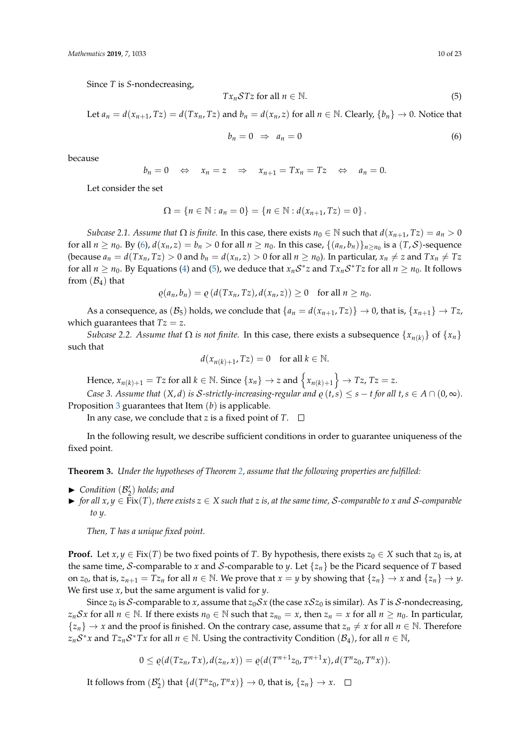Since $T$ is $\mathcal{S}$-nondecreasing,

$$Tx_n \mathcal{S} Tz \text{ for all } n \in \mathbb{N}. \tag{5}$$

Let $a_n = d(x_{n+1}, Tz) = d(Tx_n, Tz)$ and $b_n = d(x_n, z)$ for all $n \in \mathbb{N}$. Clearly, $\{b_n\} \to 0$. Notice that

$$b_n = 0 \;\Rightarrow\; a_n = 0 \tag{6}$$

because

$$b_n = 0 \quad \Leftrightarrow \quad x_n = z \quad \Rightarrow \quad x_{n+1} = Tx_n = Tz \quad \Leftrightarrow \quad a_n = 0.$$

Let consider the set

$$\Omega = \{n \in \mathbb{N} : a_n = 0\} = \{n \in \mathbb{N} : d(x_{n+1}, Tz) = 0\}.$$

*Subcase 2.1. Assume that $\Omega$ is finite.* In this case, there exists $n_0 \in \mathbb{N}$ such that $d(x_{n+1}, Tz) = a_n > 0$ for all $n \geq n_0$. By (6), $d(x_n, z) = b_n > 0$ for all $n \geq n_0$. In this case, $\{(a_n, b_n)\}_{n \geq n_0}$ is a $(T, \mathcal{S})$-sequence (because $a_n = d(Tx_n, Tz) > 0$ and $b_n = d(x_n, z) > 0$ for all $n \geq n_0$). In particular, $x_n \neq z$ and $Tx_n \neq Tz$ for all $n \geq n_0$. By Equations (4) and (5), we deduce that $x_n \mathcal{S}^* z$ and $Tx_n \mathcal{S}^* Tz$ for all $n \geq n_0$. It follows from $(\mathcal{B}_4)$ that

$$\varrho(a_n, b_n) = \varrho\left(d(Tx_n, Tz), d(x_n, z)\right) \geq 0 \quad \text{for all } n \geq n_0.$$

As a consequence, as $(\mathcal{B}_5)$ holds, we conclude that $\{a_n = d(x_{n+1}, Tz)\} \to 0$, that is, $\{x_{n+1}\} \to Tz$, which guarantees that $Tz = z$.

*Subcase 2.2. Assume that $\Omega$ is not finite.* In this case, there exists a subsequence $\{x_{n(k)}\}$ of $\{x_n\}$ such that

$$d(x_{n(k)+1}, Tz) = 0 \quad \text{for all } k \in \mathbb{N}.$$

Hence, $x_{n(k)+1} = Tz$ for all $k \in \mathbb{N}$. Since $\{x_n\} \to z$ and $\left\{x_{n(k)+1}\right\} \to Tz$, $Tz = z$.

*Case 3. Assume that $(X, d)$ is $\mathcal{S}$-strictly-increasing-regular and $\varrho(t, s) \leq s - t$ for all $t, s \in A \cap (0, \infty)$.* Proposition 3 guarantees that Item $(b)$ is applicable.

In any case, we conclude that $z$ is a fixed point of $T$. □

In the following result, we describe sufficient conditions in order to guarantee uniqueness of the fixed point.

**Theorem 3.** *Under the hypotheses of Theorem 2, assume that the following properties are fulfilled:*

- *Condition $(\mathcal{B}_2')$ holds; and*
- *for all $x, y \in \mathrm{Fix}(T)$, there exists $z \in X$ such that $z$ is, at the same time, $\mathcal{S}$-comparable to $x$ and $\mathcal{S}$-comparable to $y$.*

*Then, $T$ has a unique fixed point.*

**Proof.** Let $x, y \in \mathrm{Fix}(T)$ be two fixed points of $T$. By hypothesis, there exists $z_0 \in X$ such that $z_0$ is, at the same time, $\mathcal{S}$-comparable to $x$ and $\mathcal{S}$-comparable to $y$. Let $\{z_n\}$ be the Picard sequence of $T$ based on $z_0$, that is, $z_{n+1} = Tz_n$ for all $n \in \mathbb{N}$. We prove that $x = y$ by showing that $\{z_n\} \to x$ and $\{z_n\} \to y$. We first use $x$, but the same argument is valid for $y$.

Since $z_0$ is $\mathcal{S}$-comparable to $x$, assume that $z_0 \mathcal{S} x$ (the case $x \mathcal{S} z_0$ is similar). As $T$ is $\mathcal{S}$-nondecreasing, $z_n \mathcal{S} x$ for all $n \in \mathbb{N}$. If there exists $n_0 \in \mathbb{N}$ such that $z_{n_0} = x$, then $z_n = x$ for all $n \geq n_0$. In particular, $\{z_n\} \to x$ and the proof is finished. On the contrary case, assume that $z_n \neq x$ for all $n \in \mathbb{N}$. Therefore $z_n \mathcal{S}^* x$ and $Tz_n \mathcal{S}^* Tx$ for all $n \in \mathbb{N}$. Using the contractivity Condition $(\mathcal{B}_4)$, for all $n \in \mathbb{N}$,

$$0 \leq \varrho(d(Tz_n, Tx), d(z_n, x)) = \varrho(d(T^{n+1}z_0, T^{n+1}x), d(T^n z_0, T^n x)).$$

It follows from $(\mathcal{B}_2')$ that $\{d(T^n z_0, T^n x)\} \to 0$, that is, $\{z_n\} \to x$. □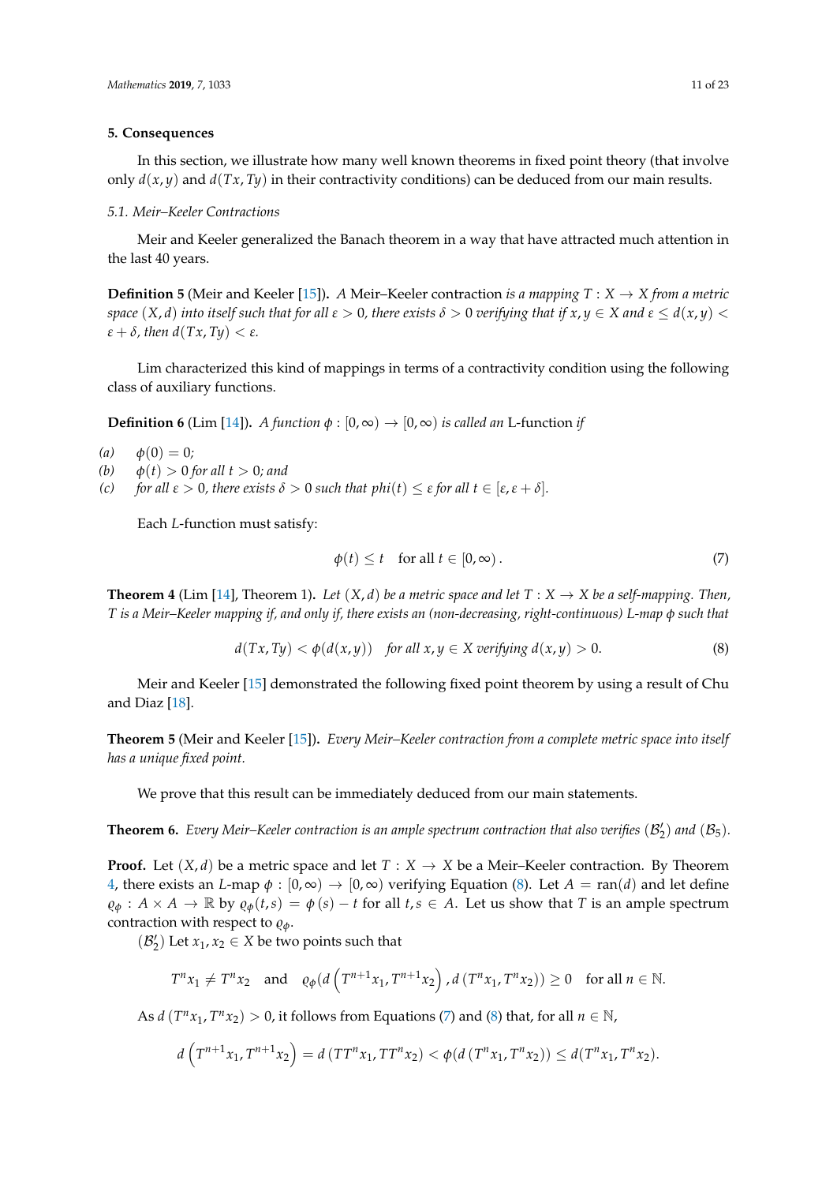## 5. Consequences

In this section, we illustrate how many well known theorems in fixed point theory (that involve only $d(x,y)$ and $d(Tx,Ty)$ in their contractivity conditions) can be deduced from our main results.

### 5.1. Meir–Keeler Contractions

Meir and Keeler generalized the Banach theorem in a way that have attracted much attention in the last 40 years.

**Definition 5** (Meir and Keeler [15]). *A* Meir–Keeler contraction *is a mapping $T : X \to X$ from a metric space $(X,d)$ into itself such that for all $\varepsilon > 0$, there exists $\delta > 0$ verifying that if $x, y \in X$ and $\varepsilon \leq d(x,y) < \varepsilon + \delta$, then $d(Tx,Ty) < \varepsilon$.*

Lim characterized this kind of mappings in terms of a contractivity condition using the following class of auxiliary functions.

**Definition 6** (Lim [14]). *A function $\phi : [0,\infty) \to [0,\infty)$ is called an* L-function *if*

*(a)* $\phi(0) = 0$;
*(b)* $\phi(t) > 0$ *for all* $t > 0$; *and*
*(c)* *for all $\varepsilon > 0$, there exists $\delta > 0$ such that $phi(t) \leq \varepsilon$ for all $t \in [\varepsilon, \varepsilon + \delta]$.*

Each $L$-function must satisfy:

$$\phi(t) \leq t \quad \text{for all } t \in [0,\infty). \tag{7}$$

**Theorem 4** (Lim [14], Theorem 1). *Let $(X,d)$ be a metric space and let $T : X \to X$ be a self-mapping. Then, $T$ is a Meir–Keeler mapping if, and only if, there exists an (non-decreasing, right-continuous) L-map $\phi$ such that*

$$d(Tx,Ty) < \phi(d(x,y)) \quad \text{for all } x,y \in X \text{ verifying } d(x,y) > 0. \tag{8}$$

Meir and Keeler [15] demonstrated the following fixed point theorem by using a result of Chu and Diaz [18].

**Theorem 5** (Meir and Keeler [15]). *Every Meir–Keeler contraction from a complete metric space into itself has a unique fixed point.*

We prove that this result can be immediately deduced from our main statements.

**Theorem 6.** *Every Meir–Keeler contraction is an ample spectrum contraction that also verifies $(\mathcal{B}_2')$ and $(\mathcal{B}_5)$.*

**Proof.** Let $(X,d)$ be a metric space and let $T : X \to X$ be a Meir–Keeler contraction. By Theorem 4, there exists an $L$-map $\phi : [0,\infty) \to [0,\infty)$ verifying Equation (8). Let $A = \operatorname{ran}(d)$ and let define $\varrho_\phi : A \times A \to \mathbb{R}$ by $\varrho_\phi(t,s) = \phi(s) - t$ for all $t,s \in A$. Let us show that $T$ is an ample spectrum contraction with respect to $\varrho_\phi$.

$(\mathcal{B}_2')$ Let $x_1, x_2 \in X$ be two points such that

$$T^n x_1 \neq T^n x_2 \quad \text{and} \quad \varrho_\phi\left(d\left(T^{n+1}x_1, T^{n+1}x_2\right), d\left(T^n x_1, T^n x_2\right)\right) \geq 0 \quad \text{for all } n \in \mathbb{N}.$$

As $d\left(T^n x_1, T^n x_2\right) > 0$, it follows from Equations (7) and (8) that, for all $n \in \mathbb{N}$,

$$d\left(T^{n+1}x_1, T^{n+1}x_2\right) = d\left(TT^n x_1, TT^n x_2\right) < \phi\left(d\left(T^n x_1, T^n x_2\right)\right) \leq d(T^n x_1, T^n x_2).$$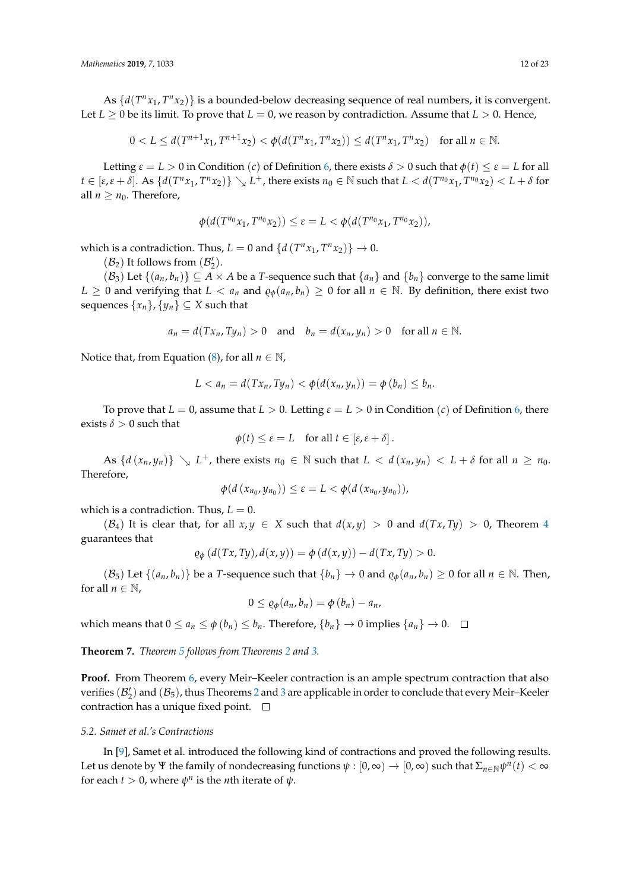As $\{d(T^n x_1, T^n x_2)\}$ is a bounded-below decreasing sequence of real numbers, it is convergent. Let $L \geq 0$ be its limit. To prove that $L = 0$, we reason by contradiction. Assume that $L > 0$. Hence,

$$0 < L \leq d(T^{n+1}x_1, T^{n+1}x_2) < \phi(d(T^n x_1, T^n x_2)) \leq d(T^n x_1, T^n x_2) \quad \text{for all } n \in \mathbb{N}.$$

Letting $\varepsilon = L > 0$ in Condition $(c)$ of Definition 6, there exists $\delta > 0$ such that $\phi(t) \leq \varepsilon = L$ for all $t \in [\varepsilon, \varepsilon + \delta]$. As $\{d(T^n x_1, T^n x_2)\} \searrow L^+$, there exists $n_0 \in \mathbb{N}$ such that $L < d(T^{n_0} x_1, T^{n_0} x_2) < L + \delta$ for all $n \geq n_0$. Therefore,

$$\phi(d(T^{n_0} x_1, T^{n_0} x_2)) \leq \varepsilon = L < \phi(d(T^{n_0} x_1, T^{n_0} x_2)),$$

which is a contradiction. Thus, $L = 0$ and $\{d(T^n x_1, T^n x_2)\} \to 0$.

$(\mathcal{B}_2)$ It follows from $(\mathcal{B}_2')$.

$(\mathcal{B}_3)$ Let $\{(a_n, b_n)\} \subseteq A \times A$ be a $T$-sequence such that $\{a_n\}$ and $\{b_n\}$ converge to the same limit $L \geq 0$ and verifying that $L < a_n$ and $\varrho_\phi(a_n, b_n) \geq 0$ for all $n \in \mathbb{N}$. By definition, there exist two sequences $\{x_n\}, \{y_n\} \subseteq X$ such that

$$a_n = d(Tx_n, Ty_n) > 0 \quad \text{and} \quad b_n = d(x_n, y_n) > 0 \quad \text{for all } n \in \mathbb{N}.$$

Notice that, from Equation (8), for all $n \in \mathbb{N}$,

$$L < a_n = d(Tx_n, Ty_n) < \phi(d(x_n, y_n)) = \phi(b_n) \leq b_n.$$

To prove that $L = 0$, assume that $L > 0$. Letting $\varepsilon = L > 0$ in Condition $(c)$ of Definition 6, there exists $\delta > 0$ such that

$$\phi(t) \leq \varepsilon = L \quad \text{for all } t \in [\varepsilon, \varepsilon + \delta].$$

As $\{d(x_n, y_n)\} \searrow L^+$, there exists $n_0 \in \mathbb{N}$ such that $L < d(x_n, y_n) < L + \delta$ for all $n \geq n_0$. Therefore,

$$\phi(d(x_{n_0}, y_{n_0})) \leq \varepsilon = L < \phi(d(x_{n_0}, y_{n_0})),$$

which is a contradiction. Thus, $L = 0$.

$(\mathcal{B}_4)$ It is clear that, for all $x, y \in X$ such that $d(x, y) > 0$ and $d(Tx, Ty) > 0$, Theorem 4 guarantees that

$$\varrho_\phi(d(Tx, Ty), d(x, y)) = \phi(d(x, y)) - d(Tx, Ty) > 0.$$

$(\mathcal{B}_5)$ Let $\{(a_n, b_n)\}$ be a $T$-sequence such that $\{b_n\} \to 0$ and $\varrho_\phi(a_n, b_n) \geq 0$ for all $n \in \mathbb{N}$. Then, for all $n \in \mathbb{N}$,

$$0 \leq \varrho_\phi(a_n, b_n) = \phi(b_n) - a_n,$$

which means that $0 \leq a_n \leq \phi(b_n) \leq b_n$. Therefore, $\{b_n\} \to 0$ implies $\{a_n\} \to 0$. □

**Theorem 7.** *Theorem 5 follows from Theorems 2 and 3.*

**Proof.** From Theorem 6, every Meir–Keeler contraction is an ample spectrum contraction that also verifies $(\mathcal{B}_2')$ and $(\mathcal{B}_5)$, thus Theorems 2 and 3 are applicable in order to conclude that every Meir–Keeler contraction has a unique fixed point. □

### 5.2. Samet et al.'s Contractions

In [9], Samet et al. introduced the following kind of contractions and proved the following results. Let us denote by $\Psi$ the family of nondecreasing functions $\psi : [0, \infty) \to [0, \infty)$ such that $\Sigma_{n \in \mathbb{N}} \psi^n(t) < \infty$ for each $t > 0$, where $\psi^n$ is the $n$th iterate of $\psi$.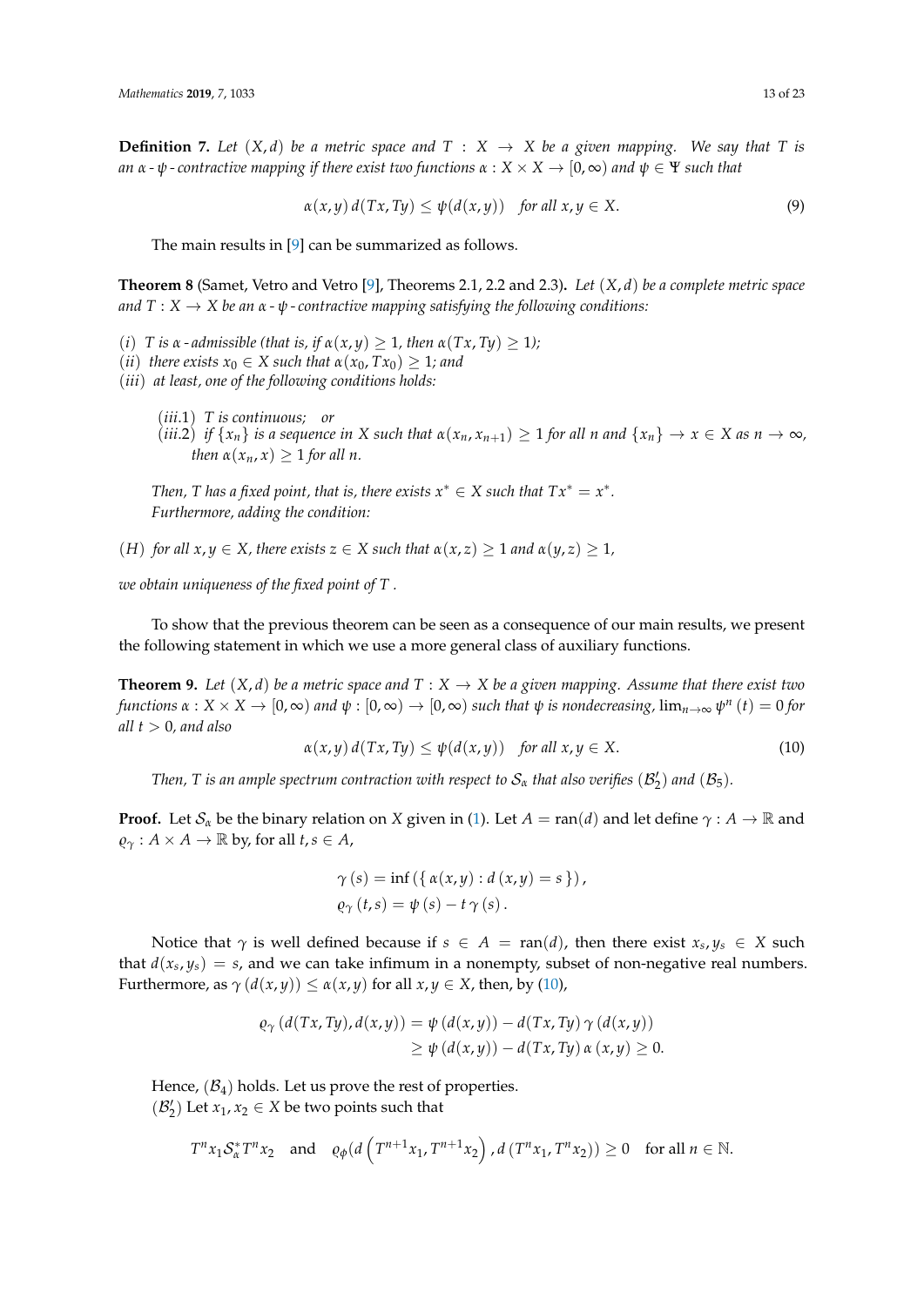**Definition 7.** *Let $(X,d)$ be a metric space and $T : X \to X$ be a given mapping. We say that $T$ is an $\alpha$ - $\psi$ - contractive mapping if there exist two functions $\alpha : X \times X \to [0,\infty)$ and $\psi \in \Psi$ such that*

$$\alpha(x,y)\, d(Tx,Ty) \leq \psi(d(x,y)) \quad \text{for all } x,y \in X. \tag{9}$$

The main results in [9] can be summarized as follows.

**Theorem 8** (Samet, Vetro and Vetro [9], Theorems 2.1, 2.2 and 2.3)**.** *Let $(X,d)$ be a complete metric space and $T : X \to X$ be an $\alpha$ - $\psi$ - contractive mapping satisfying the following conditions:*

$(i)$ *$T$ is $\alpha$ - admissible (that is, if $\alpha(x,y) \geq 1$, then $\alpha(Tx,Ty) \geq 1$);*
$(ii)$ *there exists $x_0 \in X$ such that $\alpha(x_0,Tx_0) \geq 1$; and*
$(iii)$ *at least, one of the following conditions holds:*

> $(iii.1)$ *$T$ is continuous; or*
> $(iii.2)$ *if $\{x_n\}$ is a sequence in $X$ such that $\alpha(x_n,x_{n+1}) \geq 1$ for all $n$ and $\{x_n\} \to x \in X$ as $n \to \infty$, then $\alpha(x_n,x) \geq 1$ for all $n$.*
>
> *Then, $T$ has a fixed point, that is, there exists $x^* \in X$ such that $Tx^* = x^*$.*
> *Furthermore, adding the condition:*

$(H)$ *for all $x,y \in X$, there exists $z \in X$ such that $\alpha(x,z) \geq 1$ and $\alpha(y,z) \geq 1$,*

*we obtain uniqueness of the fixed point of $T$.*

To show that the previous theorem can be seen as a consequence of our main results, we present the following statement in which we use a more general class of auxiliary functions.

**Theorem 9.** *Let $(X,d)$ be a metric space and $T : X \to X$ be a given mapping. Assume that there exist two functions $\alpha : X \times X \to [0,\infty)$ and $\psi : [0,\infty) \to [0,\infty)$ such that $\psi$ is nondecreasing, $\lim_{n\to\infty} \psi^n(t) = 0$ for all $t > 0$, and also*

$$\alpha(x,y)\, d(Tx,Ty) \leq \psi(d(x,y)) \quad \text{for all } x,y \in X. \tag{10}$$

*Then, $T$ is an ample spectrum contraction with respect to $\mathcal{S}_\alpha$ that also verifies $(\mathcal{B}_2')$ and $(\mathcal{B}_5)$.*

**Proof.** Let $\mathcal{S}_\alpha$ be the binary relation on $X$ given in (1). Let $A = \operatorname{ran}(d)$ and let define $\gamma : A \to \mathbb{R}$ and $\varrho_\gamma : A \times A \to \mathbb{R}$ by, for all $t,s \in A$,

$$\gamma(s) = \inf(\{\, \alpha(x,y) : d(x,y) = s \,\}),$$
$$\varrho_\gamma(t,s) = \psi(s) - t\,\gamma(s).$$

Notice that $\gamma$ is well defined because if $s \in A = \operatorname{ran}(d)$, then there exist $x_s, y_s \in X$ such that $d(x_s,y_s) = s$, and we can take infimum in a nonempty, subset of non-negative real numbers. Furthermore, as $\gamma(d(x,y)) \leq \alpha(x,y)$ for all $x,y \in X$, then, by (10),

$$\begin{aligned}
\varrho_\gamma(d(Tx,Ty), d(x,y)) &= \psi(d(x,y)) - d(Tx,Ty)\,\gamma(d(x,y)) \\
&\geq \psi(d(x,y)) - d(Tx,Ty)\,\alpha(x,y) \geq 0.
\end{aligned}$$

Hence, $(\mathcal{B}_4)$ holds. Let us prove the rest of properties.
$(\mathcal{B}_2')$ Let $x_1, x_2 \in X$ be two points such that

$$T^n x_1 \mathcal{S}_\alpha^* T^n x_2 \quad \text{and} \quad \varrho_\phi(d\left(T^{n+1}x_1, T^{n+1}x_2\right), d\left(T^n x_1, T^n x_2\right)) \geq 0 \quad \text{for all } n \in \mathbb{N}.$$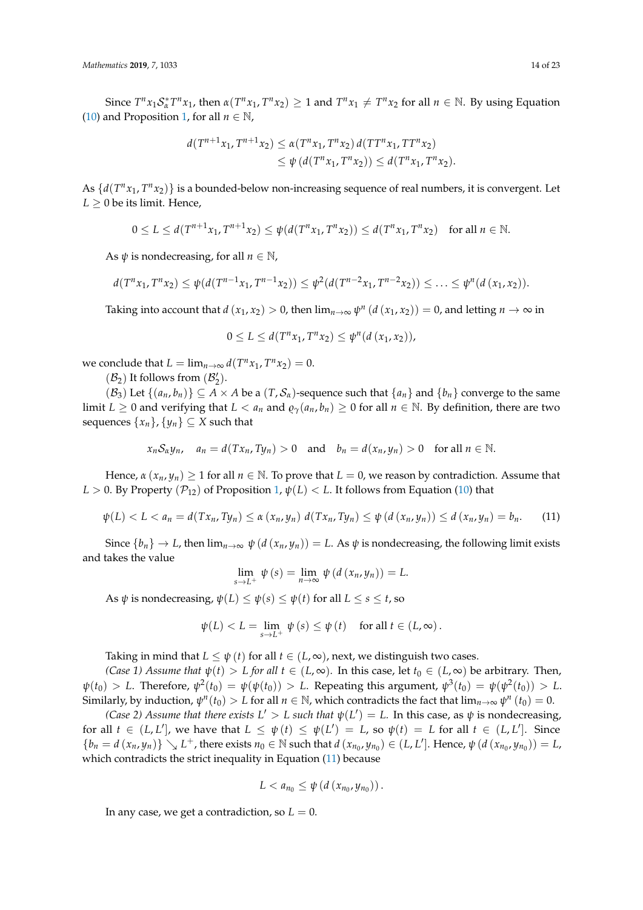Since $T^n x_1 \mathcal{S}_\alpha^* T^n x_1$, then $\alpha(T^n x_1, T^n x_2) \geq 1$ and $T^n x_1 \neq T^n x_2$ for all $n \in \mathbb{N}$. By using Equation (10) and Proposition 1, for all $n \in \mathbb{N}$,

$$
\begin{aligned}
d(T^{n+1}x_1, T^{n+1}x_2) &\leq \alpha(T^n x_1, T^n x_2)\, d(TT^n x_1, TT^n x_2) \\
&\leq \psi\left(d(T^n x_1, T^n x_2)\right) \leq d(T^n x_1, T^n x_2).
\end{aligned}
$$

As $\{d(T^n x_1, T^n x_2)\}$ is a bounded-below non-increasing sequence of real numbers, it is convergent. Let $L \geq 0$ be its limit. Hence,

$$
0 \leq L \leq d(T^{n+1}x_1, T^{n+1}x_2) \leq \psi(d(T^n x_1, T^n x_2)) \leq d(T^n x_1, T^n x_2) \quad \text{for all } n \in \mathbb{N}.
$$

As $\psi$ is nondecreasing, for all $n \in \mathbb{N}$,

$$
d(T^n x_1, T^n x_2) \leq \psi(d(T^{n-1}x_1, T^{n-1}x_2)) \leq \psi^2(d(T^{n-2}x_1, T^{n-2}x_2)) \leq \ldots \leq \psi^n(d\left(x_1, x_2\right)).
$$

Taking into account that $d\left(x_1, x_2\right) > 0$, then $\lim_{n\to\infty} \psi^n\left(d\left(x_1, x_2\right)\right) = 0$, and letting $n \to \infty$ in

$$
0 \leq L \leq d(T^n x_1, T^n x_2) \leq \psi^n(d\left(x_1, x_2\right)),
$$

we conclude that $L = \lim_{n\to\infty} d(T^n x_1, T^n x_2) = 0$.

($\mathcal{B}_2$) It follows from ($\mathcal{B}_2'$).

($\mathcal{B}_3$) Let $\{(a_n, b_n)\} \subseteq A \times A$ be a $(T, \mathcal{S}_\alpha)$-sequence such that $\{a_n\}$ and $\{b_n\}$ converge to the same limit $L \geq 0$ and verifying that $L < a_n$ and $\varrho_\gamma(a_n, b_n) \geq 0$ for all $n \in \mathbb{N}$. By definition, there are two sequences $\{x_n\}, \{y_n\} \subseteq X$ such that

$$
x_n \mathcal{S}_\alpha y_n, \quad a_n = d(Tx_n, Ty_n) > 0 \quad \text{and} \quad b_n = d(x_n, y_n) > 0 \quad \text{for all } n \in \mathbb{N}.
$$

Hence, $\alpha\left(x_n, y_n\right) \geq 1$ for all $n \in \mathbb{N}$. To prove that $L = 0$, we reason by contradiction. Assume that $L > 0$. By Property ($\mathcal{P}_{12}$) of Proposition 1, $\psi(L) < L$. It follows from Equation (10) that

$$
\psi(L) < L < a_n = d(Tx_n, Ty_n) \leq \alpha\left(x_n, y_n\right)\, d(Tx_n, Ty_n) \leq \psi\left(d\left(x_n, y_n\right)\right) \leq d\left(x_n, y_n\right) = b_n. \tag{11}
$$

Since $\{b_n\} \to L$, then $\lim_{n\to\infty} \psi\left(d\left(x_n, y_n\right)\right) = L$. As $\psi$ is nondecreasing, the following limit exists and takes the value

$$
\lim_{s\to L^+} \psi\left(s\right) = \lim_{n\to\infty} \psi\left(d\left(x_n, y_n\right)\right) = L.
$$

As $\psi$ is nondecreasing, $\psi(L) \leq \psi(s) \leq \psi(t)$ for all $L \leq s \leq t$, so

$$
\psi(L) < L = \lim_{s\to L^+} \psi\left(s\right) \leq \psi\left(t\right) \quad \text{for all } t \in \left(L, \infty\right).
$$

Taking in mind that $L \leq \psi\left(t\right)$ for all $t \in (L, \infty)$, next, we distinguish two cases.

*(Case 1) Assume that $\psi(t) > L$ for all $t \in (L, \infty)$.* In this case, let $t_0 \in (L, \infty)$ be arbitrary. Then, $\psi(t_0) > L$. Therefore, $\psi^2(t_0) = \psi(\psi(t_0)) > L$. Repeating this argument, $\psi^3(t_0) = \psi(\psi^2(t_0)) > L$. Similarly, by induction, $\psi^n(t_0) > L$ for all $n \in \mathbb{N}$, which contradicts the fact that $\lim_{n\to\infty} \psi^n\left(t_0\right) = 0$.

*(Case 2) Assume that there exists $L' > L$ such that $\psi(L') = L$.* In this case, as $\psi$ is nondecreasing, for all $t \in (L, L']$, we have that $L \leq \psi\left(t\right) \leq \psi(L') = L$, so $\psi(t) = L$ for all $t \in (L, L']$. Since $\{b_n = d\left(x_n, y_n\right)\} \searrow L^+$, there exists $n_0 \in \mathbb{N}$ such that $d\left(x_{n_0}, y_{n_0}\right) \in (L, L']$. Hence, $\psi\left(d\left(x_{n_0}, y_{n_0}\right)\right) = L$, which contradicts the strict inequality in Equation (11) because

$$
L < a_{n_0} \leq \psi\left(d\left(x_{n_0}, y_{n_0}\right)\right).
$$

In any case, we get a contradiction, so $L = 0$.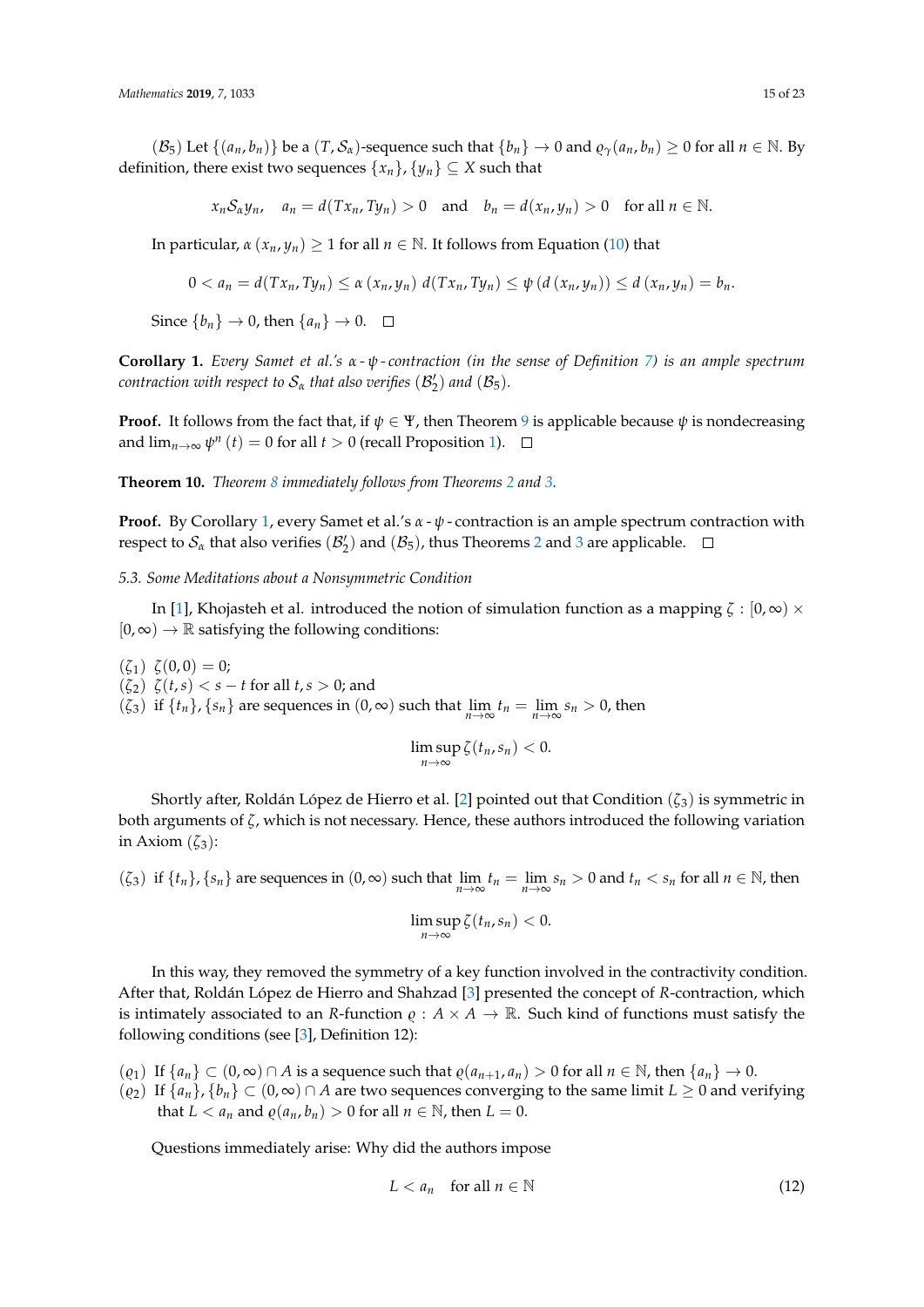($\mathcal{B}_5$) Let $\{(a_n, b_n)\}$ be a $(T, \mathcal{S}_\alpha)$-sequence such that $\{b_n\} \to 0$ and $\varrho_\gamma(a_n, b_n) \geq 0$ for all $n \in \mathbb{N}$. By definition, there exist two sequences $\{x_n\}, \{y_n\} \subseteq X$ such that

$$x_n \mathcal{S}_\alpha y_n, \quad a_n = d(Tx_n, Ty_n) > 0 \quad \text{and} \quad b_n = d(x_n, y_n) > 0 \quad \text{for all } n \in \mathbb{N}.$$

In particular, $\alpha(x_n, y_n) \geq 1$ for all $n \in \mathbb{N}$. It follows from Equation (10) that

$$0 < a_n = d(Tx_n, Ty_n) \leq \alpha(x_n, y_n)\, d(Tx_n, Ty_n) \leq \psi(d(x_n, y_n)) \leq d(x_n, y_n) = b_n.$$

Since $\{b_n\} \to 0$, then $\{a_n\} \to 0$. □

**Corollary 1.** *Every Samet et al.'s $\alpha$-$\psi$-contraction (in the sense of Definition 7) is an ample spectrum contraction with respect to $\mathcal{S}_\alpha$ that also verifies $(\mathcal{B}_2')$ and $(\mathcal{B}_5)$.*

**Proof.** It follows from the fact that, if $\psi \in \Psi$, then Theorem 9 is applicable because $\psi$ is nondecreasing and $\lim_{n\to\infty} \psi^n(t) = 0$ for all $t > 0$ (recall Proposition 1). □

**Theorem 10.** *Theorem 8 immediately follows from Theorems 2 and 3.*

**Proof.** By Corollary 1, every Samet et al.'s $\alpha$-$\psi$-contraction is an ample spectrum contraction with respect to $\mathcal{S}_\alpha$ that also verifies $(\mathcal{B}_2')$ and $(\mathcal{B}_5)$, thus Theorems 2 and 3 are applicable. □

### 5.3. Some Meditations about a Nonsymmetric Condition

In [1], Khojasteh et al. introduced the notion of simulation function as a mapping $\zeta : [0,\infty) \times [0,\infty) \to \mathbb{R}$ satisfying the following conditions:

($\zeta_1$) $\zeta(0,0) = 0$;
($\zeta_2$) $\zeta(t,s) < s - t$ for all $t, s > 0$; and
($\zeta_3$) if $\{t_n\}, \{s_n\}$ are sequences in $(0,\infty)$ such that $\lim_{n\to\infty} t_n = \lim_{n\to\infty} s_n > 0$, then

$$\limsup_{n\to\infty} \zeta(t_n, s_n) < 0.$$

Shortly after, Roldán López de Hierro et al. [2] pointed out that Condition ($\zeta_3$) is symmetric in both arguments of $\zeta$, which is not necessary. Hence, these authors introduced the following variation in Axiom ($\zeta_3$):

($\zeta_3$) if $\{t_n\}, \{s_n\}$ are sequences in $(0,\infty)$ such that $\lim_{n\to\infty} t_n = \lim_{n\to\infty} s_n > 0$ and $t_n < s_n$ for all $n \in \mathbb{N}$, then

$$\limsup_{n\to\infty} \zeta(t_n, s_n) < 0.$$

In this way, they removed the symmetry of a key function involved in the contractivity condition. After that, Roldán López de Hierro and Shahzad [3] presented the concept of $R$-contraction, which is intimately associated to an $R$-function $\varrho : A \times A \to \mathbb{R}$. Such kind of functions must satisfy the following conditions (see [3], Definition 12):

($\varrho_1$) If $\{a_n\} \subset (0,\infty) \cap A$ is a sequence such that $\varrho(a_{n+1}, a_n) > 0$ for all $n \in \mathbb{N}$, then $\{a_n\} \to 0$.
($\varrho_2$) If $\{a_n\}, \{b_n\} \subset (0,\infty) \cap A$ are two sequences converging to the same limit $L \geq 0$ and verifying that $L < a_n$ and $\varrho(a_n, b_n) > 0$ for all $n \in \mathbb{N}$, then $L = 0$.

Questions immediately arise: Why did the authors impose

$$L < a_n \quad \text{for all } n \in \mathbb{N} \tag{12}$$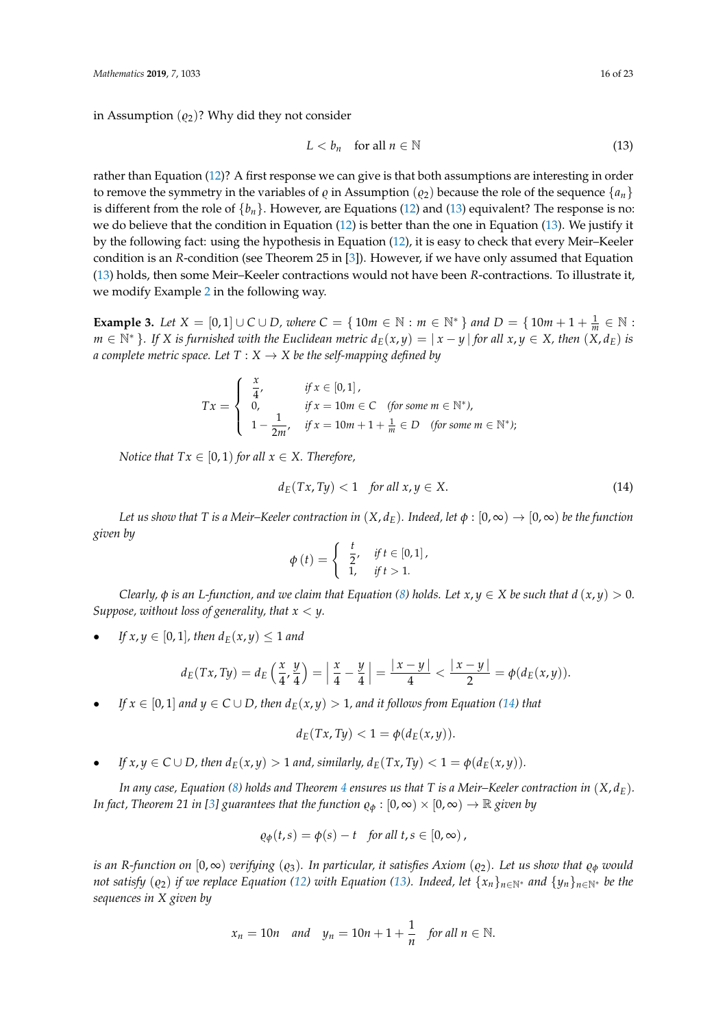in Assumption $(\varrho_2)$? Why did they not consider

$$L < b_n \quad \text{for all } n \in \mathbb{N} \tag{13}$$

rather than Equation (12)? A first response we can give is that both assumptions are interesting in order to remove the symmetry in the variables of $\varrho$ in Assumption $(\varrho_2)$ because the role of the sequence $\{a_n\}$ is different from the role of $\{b_n\}$. However, are Equations (12) and (13) equivalent? The response is no: we do believe that the condition in Equation (12) is better than the one in Equation (13). We justify it by the following fact: using the hypothesis in Equation (12), it is easy to check that every Meir–Keeler condition is an $R$-condition (see Theorem 25 in [3]). However, if we have only assumed that Equation (13) holds, then some Meir–Keeler contractions would not have been $R$-contractions. To illustrate it, we modify Example 2 in the following way.

**Example 3.** *Let $X = [0,1] \cup C \cup D$, where $C = \{\, 10m \in \mathbb{N} : m \in \mathbb{N}^* \,\}$ and $D = \{\, 10m + 1 + \frac{1}{m} \in \mathbb{N} : m \in \mathbb{N}^* \,\}$. If $X$ is furnished with the Euclidean metric $d_E(x,y) = |\, x - y \,|$ for all $x, y \in X$, then $(X, d_E)$ is a complete metric space. Let $T : X \to X$ be the self-mapping defined by*

$$Tx = \begin{cases} \dfrac{x}{4}, & \text{if } x \in [0,1], \\ 0, & \text{if } x = 10m \in C \quad (\text{for some } m \in \mathbb{N}^*), \\ 1 - \dfrac{1}{2m}, & \text{if } x = 10m + 1 + \frac{1}{m} \in D \quad (\text{for some } m \in \mathbb{N}^*); \end{cases}$$

*Notice that $Tx \in [0,1)$ for all $x \in X$. Therefore,*

$$d_E(Tx, Ty) < 1 \quad \text{for all } x, y \in X. \tag{14}$$

*Let us show that $T$ is a Meir–Keeler contraction in $(X, d_E)$. Indeed, let $\phi : [0,\infty) \to [0,\infty)$ be the function given by*

$$\phi\,(t) = \begin{cases} \dfrac{t}{2}, & \text{if } t \in [0,1], \\ 1, & \text{if } t > 1. \end{cases}$$

*Clearly, $\phi$ is an $L$-function, and we claim that Equation (8) holds. Let $x, y \in X$ be such that $d\,(x,y) > 0$. Suppose, without loss of generality, that $x < y$.*

- *If $x, y \in [0,1]$, then $d_E(x,y) \leq 1$ and*

$$d_E(Tx, Ty) = d_E\left(\frac{x}{4}, \frac{y}{4}\right) = \left|\, \frac{x}{4} - \frac{y}{4} \,\right| = \frac{|\, x - y \,|}{4} < \frac{|\, x - y \,|}{2} = \phi(d_E(x,y)).$$

- *If $x \in [0,1]$ and $y \in C \cup D$, then $d_E(x,y) > 1$, and it follows from Equation (14) that*

$$d_E(Tx, Ty) < 1 = \phi(d_E(x,y)).$$

- *If $x, y \in C \cup D$, then $d_E(x,y) > 1$ and, similarly, $d_E(Tx, Ty) < 1 = \phi(d_E(x,y))$.*

*In any case, Equation (8) holds and Theorem 4 ensures us that $T$ is a Meir–Keeler contraction in $(X, d_E)$. In fact, Theorem 21 in [3] guarantees that the function $\varrho_\phi : [0,\infty) \times [0,\infty) \to \mathbb{R}$ given by*

$$\varrho_\phi(t,s) = \phi(s) - t \quad \text{for all } t, s \in [0,\infty)\,,$$

*is an $R$-function on $[0,\infty)$ verifying $(\varrho_3)$. In particular, it satisfies Axiom $(\varrho_2)$. Let us show that $\varrho_\phi$ would not satisfy $(\varrho_2)$ if we replace Equation (12) with Equation (13). Indeed, let $\{x_n\}_{n\in\mathbb{N}^*}$ and $\{y_n\}_{n\in\mathbb{N}^*}$ be the sequences in $X$ given by*

$$x_n = 10n \quad \text{and} \quad y_n = 10n + 1 + \frac{1}{n} \quad \text{for all } n \in \mathbb{N}.$$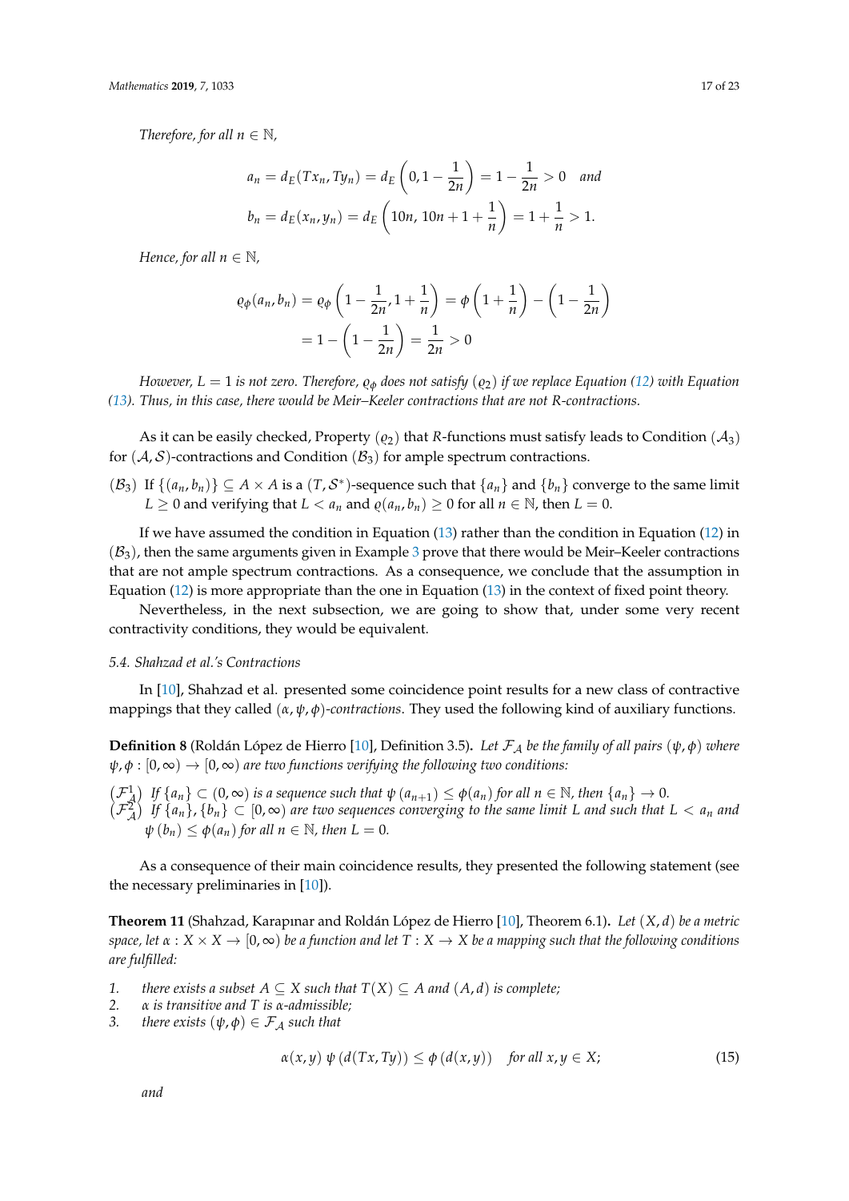*Therefore, for all $n \in \mathbb{N}$,*

$$a_n = d_E(Tx_n, Ty_n) = d_E\left(0, 1 - \frac{1}{2n}\right) = 1 - \frac{1}{2n} > 0 \quad \text{and}$$
$$b_n = d_E(x_n, y_n) = d_E\left(10n,\, 10n + 1 + \frac{1}{n}\right) = 1 + \frac{1}{n} > 1.$$

*Hence, for all $n \in \mathbb{N}$,*

$$\varrho_\phi(a_n, b_n) = \varrho_\phi\left(1 - \frac{1}{2n}, 1 + \frac{1}{n}\right) = \phi\left(1 + \frac{1}{n}\right) - \left(1 - \frac{1}{2n}\right)$$
$$= 1 - \left(1 - \frac{1}{2n}\right) = \frac{1}{2n} > 0$$

*However, $L = 1$ is not zero. Therefore, $\varrho_\phi$ does not satisfy $(\varrho_2)$ if we replace Equation (12) with Equation (13). Thus, in this case, there would be Meir–Keeler contractions that are not R-contractions.*

As it can be easily checked, Property $(\varrho_2)$ that $R$-functions must satisfy leads to Condition $(\mathcal{A}_3)$ for $(\mathcal{A}, \mathcal{S})$-contractions and Condition $(\mathcal{B}_3)$ for ample spectrum contractions.

$(\mathcal{B}_3)$ If $\{(a_n, b_n)\} \subseteq A \times A$ is a $(T, \mathcal{S}^*)$-sequence such that $\{a_n\}$ and $\{b_n\}$ converge to the same limit $L \geq 0$ and verifying that $L < a_n$ and $\varrho(a_n, b_n) \geq 0$ for all $n \in \mathbb{N}$, then $L = 0$.

If we have assumed the condition in Equation (13) rather than the condition in Equation (12) in $(\mathcal{B}_3)$, then the same arguments given in Example 3 prove that there would be Meir–Keeler contractions that are not ample spectrum contractions. As a consequence, we conclude that the assumption in Equation (12) is more appropriate than the one in Equation (13) in the context of fixed point theory.

Nevertheless, in the next subsection, we are going to show that, under some very recent contractivity conditions, they would be equivalent.

### 5.4. Shahzad et al.'s Contractions

In [10], Shahzad et al. presented some coincidence point results for a new class of contractive mappings that they called *$(\alpha, \psi, \phi)$-contractions*. They used the following kind of auxiliary functions.

**Definition 8** (Roldán López de Hierro [10], Definition 3.5)**.** *Let $\mathcal{F}_A$ be the family of all pairs $(\psi, \phi)$ where $\psi, \phi : [0, \infty) \to [0, \infty)$ are two functions verifying the following two conditions:*

$(\mathcal{F}_A^1)$ *If $\{a_n\} \subset (0, \infty)$ is a sequence such that $\psi(a_{n+1}) \leq \phi(a_n)$ for all $n \in \mathbb{N}$, then $\{a_n\} \to 0$.*
$(\mathcal{F}_A^2)$ *If $\{a_n\}, \{b_n\} \subset [0, \infty)$ are two sequences converging to the same limit $L$ and such that $L < a_n$ and $\psi(b_n) \leq \phi(a_n)$ for all $n \in \mathbb{N}$, then $L = 0$.*

As a consequence of their main coincidence results, they presented the following statement (see the necessary preliminaries in [10]).

**Theorem 11** (Shahzad, Karapınar and Roldán López de Hierro [10], Theorem 6.1)**.** *Let $(X, d)$ be a metric space, let $\alpha : X \times X \to [0, \infty)$ be a function and let $T : X \to X$ be a mapping such that the following conditions are fulfilled:*

1. *there exists a subset $A \subseteq X$ such that $T(X) \subseteq A$ and $(A, d)$ is complete;*
2. *$\alpha$ is transitive and $T$ is $\alpha$-admissible;*
3. *there exists $(\psi, \phi) \in \mathcal{F}_A$ such that*

$$\alpha(x, y)\, \psi\left(d(Tx, Ty)\right) \leq \phi\left(d(x, y)\right) \quad \text{for all } x, y \in X; \tag{15}$$

*and*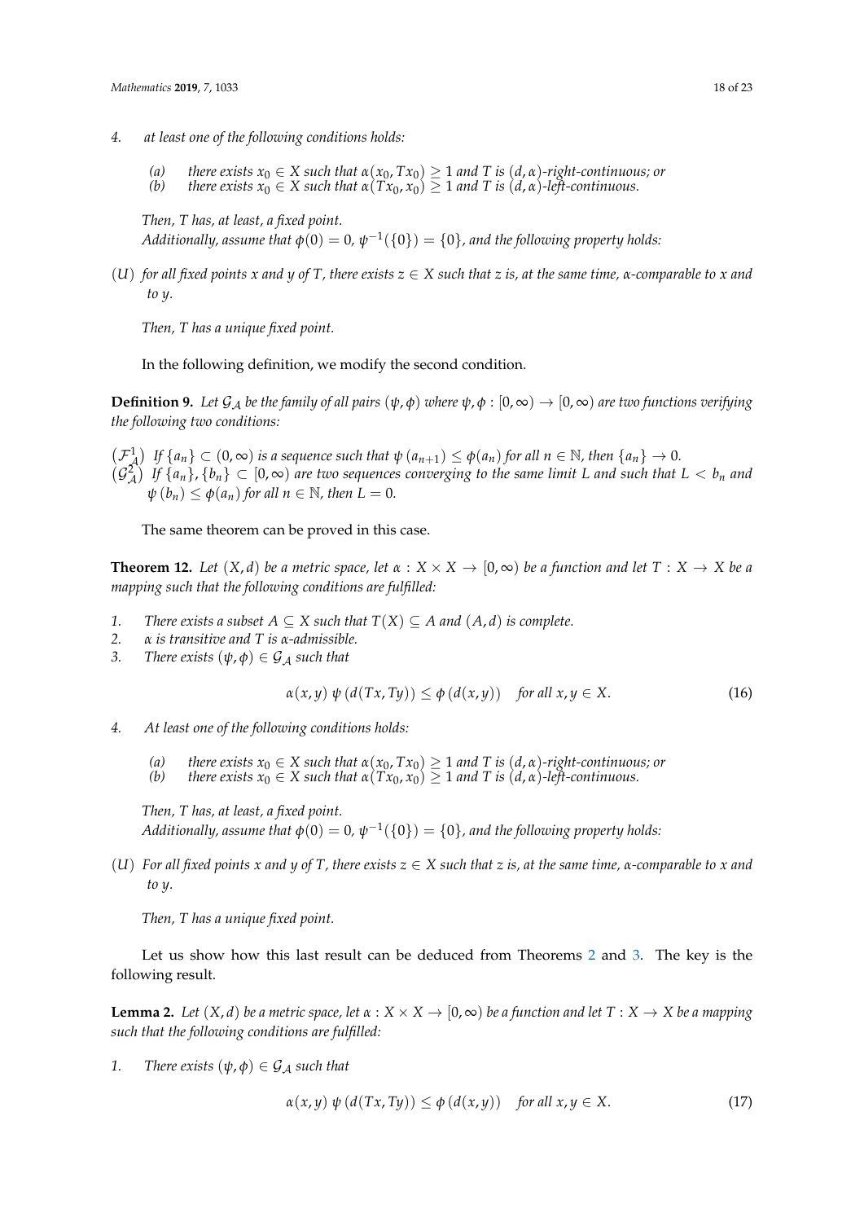4. *at least one of the following conditions holds:*

   *(a) there exists $x_0 \in X$ such that $\alpha(x_0, Tx_0) \geq 1$ and $T$ is $(d,\alpha)$-right-continuous; or*
   *(b) there exists $x_0 \in X$ such that $\alpha(Tx_0, x_0) \geq 1$ and $T$ is $(d,\alpha)$-left-continuous.*

   *Then, $T$ has, at least, a fixed point.*
   *Additionally, assume that $\phi(0) = 0$, $\psi^{-1}(\{0\}) = \{0\}$, and the following property holds:*

$(U)$ *for all fixed points $x$ and $y$ of $T$, there exists $z \in X$ such that $z$ is, at the same time, $\alpha$-comparable to $x$ and to $y$.*

*Then, $T$ has a unique fixed point.*

In the following definition, we modify the second condition.

**Definition 9.** *Let $\mathcal{G}_{\mathcal{A}}$ be the family of all pairs $(\psi, \phi)$ where $\psi, \phi : [0,\infty) \to [0,\infty)$ are two functions verifying the following two conditions:*

$(\mathcal{F}^1_{\mathcal{A}})$ *If $\{a_n\} \subset (0,\infty)$ is a sequence such that $\psi(a_{n+1}) \leq \phi(a_n)$ for all $n \in \mathbb{N}$, then $\{a_n\} \to 0$.*
$(\mathcal{G}^2_{\mathcal{A}})$ *If $\{a_n\}, \{b_n\} \subset [0,\infty)$ are two sequences converging to the same limit $L$ and such that $L < b_n$ and $\psi(b_n) \leq \phi(a_n)$ for all $n \in \mathbb{N}$, then $L = 0$.*

The same theorem can be proved in this case.

**Theorem 12.** *Let $(X,d)$ be a metric space, let $\alpha : X \times X \to [0,\infty)$ be a function and let $T : X \to X$ be a mapping such that the following conditions are fulfilled:*

1. *There exists a subset $A \subseteq X$ such that $T(X) \subseteq A$ and $(A,d)$ is complete.*
2. *$\alpha$ is transitive and $T$ is $\alpha$-admissible.*
3. *There exists $(\psi, \phi) \in \mathcal{G}_{\mathcal{A}}$ such that*

$$\alpha(x,y)\, \psi(d(Tx,Ty)) \leq \phi(d(x,y)) \quad \text{for all } x,y \in X. \tag{16}$$

4. *At least one of the following conditions holds:*

   *(a) there exists $x_0 \in X$ such that $\alpha(x_0, Tx_0) \geq 1$ and $T$ is $(d,\alpha)$-right-continuous; or*
   *(b) there exists $x_0 \in X$ such that $\alpha(Tx_0, x_0) \geq 1$ and $T$ is $(d,\alpha)$-left-continuous.*

   *Then, $T$ has, at least, a fixed point.*
   *Additionally, assume that $\phi(0) = 0$, $\psi^{-1}(\{0\}) = \{0\}$, and the following property holds:*

$(U)$ *For all fixed points $x$ and $y$ of $T$, there exists $z \in X$ such that $z$ is, at the same time, $\alpha$-comparable to $x$ and to $y$.*

*Then, $T$ has a unique fixed point.*

Let us show how this last result can be deduced from Theorems 2 and 3. The key is the following result.

**Lemma 2.** *Let $(X,d)$ be a metric space, let $\alpha : X \times X \to [0,\infty)$ be a function and let $T : X \to X$ be a mapping such that the following conditions are fulfilled:*

1. *There exists $(\psi, \phi) \in \mathcal{G}_{\mathcal{A}}$ such that*

$$\alpha(x,y)\, \psi(d(Tx,Ty)) \leq \phi(d(x,y)) \quad \text{for all } x,y \in X. \tag{17}$$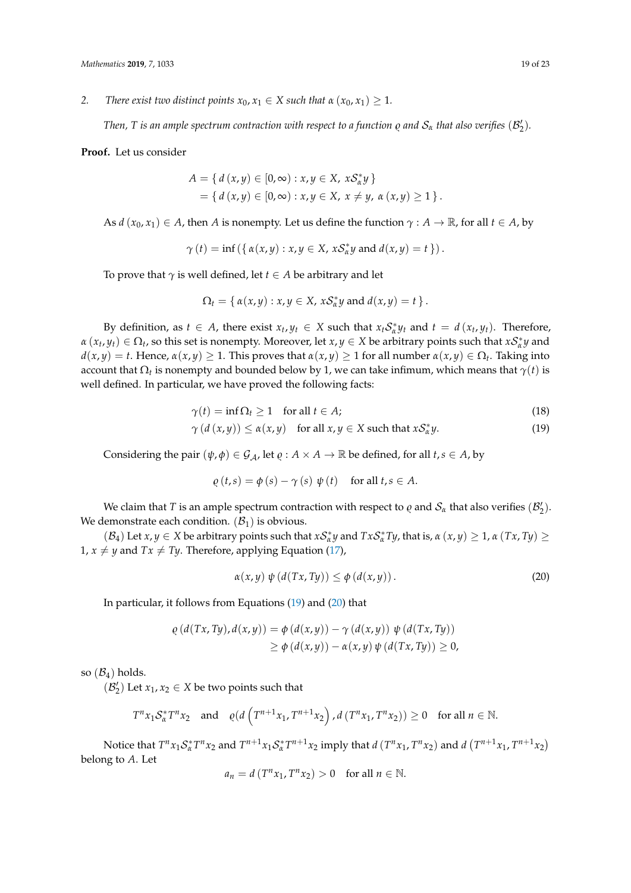2. *There exist two distinct points $x_0, x_1 \in X$ such that $\alpha(x_0, x_1) \geq 1$.*

*Then, $T$ is an ample spectrum contraction with respect to a function $\varrho$ and $\mathcal{S}_\alpha$ that also verifies $(\mathcal{B}_2')$.*

**Proof.** Let us consider

$$
\begin{aligned}
A &= \{\, d(x,y) \in [0,\infty) : x,y \in X,\ x\mathcal{S}_\alpha^* y \,\} \\
&= \{\, d(x,y) \in [0,\infty) : x,y \in X,\ x \neq y,\ \alpha(x,y) \geq 1 \,\}.
\end{aligned}
$$

As $d(x_0, x_1) \in A$, then $A$ is nonempty. Let us define the function $\gamma : A \to \mathbb{R}$, for all $t \in A$, by

$$
\gamma(t) = \inf(\{\, \alpha(x,y) : x,y \in X,\ x\mathcal{S}_\alpha^* y \text{ and } d(x,y) = t \,\}).
$$

To prove that $\gamma$ is well defined, let $t \in A$ be arbitrary and let

$$
\Omega_t = \{\, \alpha(x,y) : x,y \in X,\ x\mathcal{S}_\alpha^* y \text{ and } d(x,y) = t \,\}.
$$

By definition, as $t \in A$, there exist $x_t, y_t \in X$ such that $x_t \mathcal{S}_\alpha^* y_t$ and $t = d(x_t, y_t)$. Therefore, $\alpha(x_t, y_t) \in \Omega_t$, so this set is nonempty. Moreover, let $x,y \in X$ be arbitrary points such that $x\mathcal{S}_\alpha^* y$ and $d(x,y) = t$. Hence, $\alpha(x,y) \geq 1$. This proves that $\alpha(x,y) \geq 1$ for all number $\alpha(x,y) \in \Omega_t$. Taking into account that $\Omega_t$ is nonempty and bounded below by 1, we can take infimum, which means that $\gamma(t)$ is well defined. In particular, we have proved the following facts:

$$
\gamma(t) = \inf \Omega_t \geq 1 \quad \text{for all } t \in A; \tag{18}
$$

$$
\gamma(d(x,y)) \leq \alpha(x,y) \quad \text{for all } x,y \in X \text{ such that } x\mathcal{S}_\alpha^* y. \tag{19}
$$

Considering the pair $(\psi, \phi) \in \mathcal{G}_\mathcal{A}$, let $\varrho : A \times A \to \mathbb{R}$ be defined, for all $t,s \in A$, by

$$
\varrho(t,s) = \phi(s) - \gamma(s)\ \psi(t) \quad \text{for all } t,s \in A.
$$

We claim that $T$ is an ample spectrum contraction with respect to $\varrho$ and $\mathcal{S}_\alpha$ that also verifies $(\mathcal{B}_2')$. We demonstrate each condition. $(\mathcal{B}_1)$ is obvious.

$(\mathcal{B}_4)$ Let $x,y \in X$ be arbitrary points such that $x\mathcal{S}_\alpha^* y$ and $Tx\mathcal{S}_\alpha^* Ty$, that is, $\alpha(x,y) \geq 1$, $\alpha(Tx, Ty) \geq 1$, $x \neq y$ and $Tx \neq Ty$. Therefore, applying Equation (17),

$$
\alpha(x,y)\ \psi(d(Tx,Ty)) \leq \phi(d(x,y)). \tag{20}
$$

In particular, it follows from Equations (19) and (20) that

$$
\begin{aligned}
\varrho(d(Tx,Ty), d(x,y)) &= \phi(d(x,y)) - \gamma(d(x,y))\ \psi(d(Tx,Ty)) \\
&\geq \phi(d(x,y)) - \alpha(x,y)\, \psi(d(Tx,Ty)) \geq 0,
\end{aligned}
$$

so $(\mathcal{B}_4)$ holds.

$(\mathcal{B}_2')$ Let $x_1, x_2 \in X$ be two points such that

$$
T^n x_1 \mathcal{S}_\alpha^* T^n x_2 \quad \text{and} \quad \varrho(d\left(T^{n+1}x_1, T^{n+1}x_2\right), d(T^n x_1, T^n x_2)) \geq 0 \quad \text{for all } n \in \mathbb{N}.
$$

Notice that $T^n x_1 \mathcal{S}_\alpha^* T^n x_2$ and $T^{n+1} x_1 \mathcal{S}_\alpha^* T^{n+1} x_2$ imply that $d(T^n x_1, T^n x_2)$ and $d\left(T^{n+1}x_1, T^{n+1}x_2\right)$ belong to $A$. Let

$$
a_n = d(T^n x_1, T^n x_2) > 0 \quad \text{for all } n \in \mathbb{N}.
$$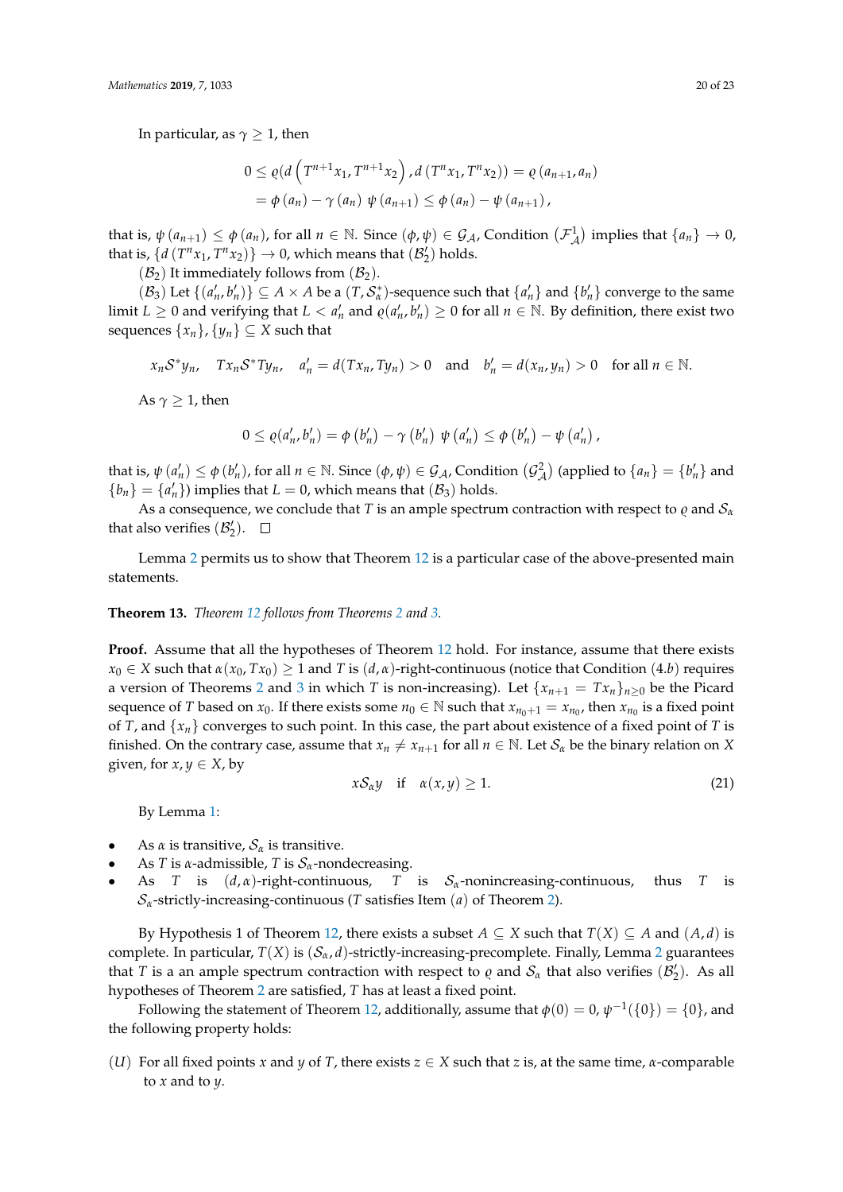In particular, as $\gamma \geq 1$, then

$$\begin{aligned}
0 &\leq \varrho(d\left(T^{n+1}x_1, T^{n+1}x_2\right), d\left(T^n x_1, T^n x_2\right)) = \varrho\left(a_{n+1}, a_n\right) \\
&= \phi\left(a_n\right) - \gamma\left(a_n\right)\, \psi\left(a_{n+1}\right) \leq \phi\left(a_n\right) - \psi\left(a_{n+1}\right),
\end{aligned}$$

that is, $\psi\left(a_{n+1}\right) \leq \phi\left(a_n\right)$, for all $n \in \mathbb{N}$. Since $(\phi, \psi) \in \mathcal{G}_{\mathcal{A}}$, Condition $\left(\mathcal{F}^1_{\mathcal{A}}\right)$ implies that $\{a_n\} \to 0$, that is, $\{d\left(T^n x_1, T^n x_2\right)\} \to 0$, which means that $(\mathcal{B}'_2)$ holds.

$(\mathcal{B}_2)$ It immediately follows from $(\mathcal{B}'_2)$.

$(\mathcal{B}_3)$ Let $\{(a'_n, b'_n)\} \subseteq A \times A$ be a $(T, \mathcal{S}^*_{\alpha})$-sequence such that $\{a'_n\}$ and $\{b'_n\}$ converge to the same limit $L \geq 0$ and verifying that $L < a'_n$ and $\varrho(a'_n, b'_n) \geq 0$ for all $n \in \mathbb{N}$. By definition, there exist two sequences $\{x_n\}, \{y_n\} \subseteq X$ such that

$$x_n \mathcal{S}^* y_n, \quad T x_n \mathcal{S}^* T y_n, \quad a'_n = d(T x_n, T y_n) > 0 \quad \text{and} \quad b'_n = d(x_n, y_n) > 0 \quad \text{for all } n \in \mathbb{N}.$$

As $\gamma \geq 1$, then

$$0 \leq \varrho(a'_n, b'_n) = \phi\left(b'_n\right) - \gamma\left(b'_n\right)\, \psi\left(a'_n\right) \leq \phi\left(b'_n\right) - \psi\left(a'_n\right),$$

that is, $\psi\left(a'_n\right) \leq \phi\left(b'_n\right)$, for all $n \in \mathbb{N}$. Since $(\phi, \psi) \in \mathcal{G}_{\mathcal{A}}$, Condition $\left(\mathcal{G}^2_{\mathcal{A}}\right)$ (applied to $\{a_n\} = \{b'_n\}$ and $\{b_n\} = \{a'_n\}$) implies that $L = 0$, which means that $(\mathcal{B}_3)$ holds.

As a consequence, we conclude that $T$ is an ample spectrum contraction with respect to $\varrho$ and $\mathcal{S}_{\alpha}$ that also verifies $(\mathcal{B}'_2)$. $\square$

Lemma 2 permits us to show that Theorem 12 is a particular case of the above-presented main statements.

**Theorem 13.** *Theorem 12 follows from Theorems 2 and 3.*

**Proof.** Assume that all the hypotheses of Theorem 12 hold. For instance, assume that there exists $x_0 \in X$ such that $\alpha(x_0, T x_0) \geq 1$ and $T$ is $(d, \alpha)$-right-continuous (notice that Condition $(4.b)$ requires a version of Theorems 2 and 3 in which $T$ is non-increasing). Let $\{x_{n+1} = T x_n\}_{n \geq 0}$ be the Picard sequence of $T$ based on $x_0$. If there exists some $n_0 \in \mathbb{N}$ such that $x_{n_0+1} = x_{n_0}$, then $x_{n_0}$ is a fixed point of $T$, and $\{x_n\}$ converges to such point. In this case, the part about existence of a fixed point of $T$ is finished. On the contrary case, assume that $x_n \neq x_{n+1}$ for all $n \in \mathbb{N}$. Let $\mathcal{S}_{\alpha}$ be the binary relation on $X$ given, for $x, y \in X$, by

$$x \mathcal{S}_{\alpha} y \quad \text{if} \quad \alpha(x, y) \geq 1. \tag{21}$$

By Lemma 1:

- As $\alpha$ is transitive, $\mathcal{S}_{\alpha}$ is transitive.
- As $T$ is $\alpha$-admissible, $T$ is $\mathcal{S}_{\alpha}$-nondecreasing.
- As $T$ is $(d, \alpha)$-right-continuous, $T$ is $\mathcal{S}_{\alpha}$-nonincreasing-continuous, thus $T$ is $\mathcal{S}_{\alpha}$-strictly-increasing-continuous ($T$ satisfies Item $(a)$ of Theorem 2).

By Hypothesis 1 of Theorem 12, there exists a subset $A \subseteq X$ such that $T(X) \subseteq A$ and $(A, d)$ is complete. In particular, $T(X)$ is $(\mathcal{S}_{\alpha}, d)$-strictly-increasing-precomplete. Finally, Lemma 2 guarantees that $T$ is a an ample spectrum contraction with respect to $\varrho$ and $\mathcal{S}_{\alpha}$ that also verifies $(\mathcal{B}'_2)$. As all hypotheses of Theorem 2 are satisfied, $T$ has at least a fixed point.

Following the statement of Theorem 12, additionally, assume that $\phi(0) = 0$, $\psi^{-1}(\{0\}) = \{0\}$, and the following property holds:

$(U)$ For all fixed points $x$ and $y$ of $T$, there exists $z \in X$ such that $z$ is, at the same time, $\alpha$-comparable to $x$ and to $y$.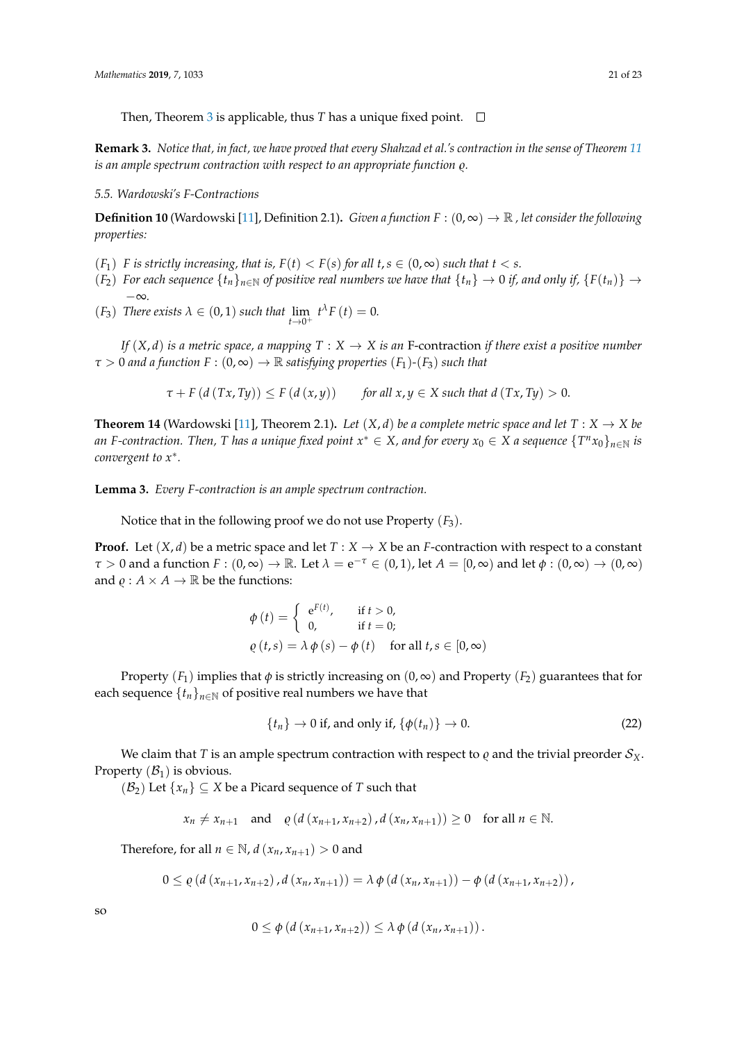Then, Theorem 3 is applicable, thus $T$ has a unique fixed point. □

**Remark 3.** *Notice that, in fact, we have proved that every Shahzad et al.'s contraction in the sense of Theorem 11 is an ample spectrum contraction with respect to an appropriate function $\varrho$.*

### 5.5. Wardowski's F-Contractions

**Definition 10** (Wardowski [11], Definition 2.1)**.** *Given a function $F:(0,\infty)\to\mathbb{R}$, let consider the following properties:*

- $(F_1)$ *$F$ is strictly increasing, that is, $F(t)<F(s)$ for all $t,s\in(0,\infty)$ such that $t<s$.*
- $(F_2)$ *For each sequence $\{t_n\}_{n\in\mathbb{N}}$ of positive real numbers we have that $\{t_n\}\to 0$ if, and only if, $\{F(t_n)\}\to -\infty$.*
- $(F_3)$ *There exists $\lambda\in(0,1)$ such that $\lim_{t\to 0^+} t^{\lambda}F(t)=0$.*

*If $(X,d)$ is a metric space, a mapping $T:X\to X$ is an* F-contraction *if there exist a positive number $\tau>0$ and a function $F:(0,\infty)\to\mathbb{R}$ satisfying properties $(F_1)$-$(F_3)$ such that*

$$\tau+F\left(d\left(Tx,Ty\right)\right)\leq F\left(d\left(x,y\right)\right)\qquad \text{for all } x,y\in X \text{ such that } d\left(Tx,Ty\right)>0.$$

**Theorem 14** (Wardowski [11], Theorem 2.1)**.** *Let $(X,d)$ be a complete metric space and let $T:X\to X$ be an F-contraction. Then, $T$ has a unique fixed point $x^*\in X$, and for every $x_0\in X$ a sequence $\{T^n x_0\}_{n\in\mathbb{N}}$ is convergent to $x^*$.*

**Lemma 3.** *Every F-contraction is an ample spectrum contraction.*

Notice that in the following proof we do not use Property $(F_3)$.

**Proof.** Let $(X,d)$ be a metric space and let $T:X\to X$ be an $F$-contraction with respect to a constant $\tau>0$ and a function $F:(0,\infty)\to\mathbb{R}$. Let $\lambda=\mathrm{e}^{-\tau}\in(0,1)$, let $A=[0,\infty)$ and let $\phi:(0,\infty)\to(0,\infty)$ and $\varrho:A\times A\to\mathbb{R}$ be the functions:

$$\phi\left(t\right)=\begin{cases}\mathrm{e}^{F(t)}, & \text{if } t>0,\\ 0, & \text{if } t=0;\end{cases}$$

$$\varrho\left(t,s\right)=\lambda\,\phi\left(s\right)-\phi\left(t\right)\quad \text{for all } t,s\in[0,\infty)$$

Property $(F_1)$ implies that $\phi$ is strictly increasing on $(0,\infty)$ and Property $(F_2)$ guarantees that for each sequence $\{t_n\}_{n\in\mathbb{N}}$ of positive real numbers we have that

$$\{t_n\}\to 0 \text{ if, and only if, } \{\phi(t_n)\}\to 0. \tag{22}$$

We claim that $T$ is an ample spectrum contraction with respect to $\varrho$ and the trivial preorder $\mathcal{S}_X$. Property $(\mathcal{B}_1)$ is obvious.

$(\mathcal{B}_2)$ Let $\{x_n\}\subseteq X$ be a Picard sequence of $T$ such that

$$x_n\neq x_{n+1}\quad\text{and}\quad \varrho\left(d\left(x_{n+1},x_{n+2}\right),d\left(x_n,x_{n+1}\right)\right)\geq 0\quad\text{for all } n\in\mathbb{N}.$$

Therefore, for all $n\in\mathbb{N}$, $d\left(x_n,x_{n+1}\right)>0$ and

$$0\leq\varrho\left(d\left(x_{n+1},x_{n+2}\right),d\left(x_n,x_{n+1}\right)\right)=\lambda\,\phi\left(d\left(x_n,x_{n+1}\right)\right)-\phi\left(d\left(x_{n+1},x_{n+2}\right)\right),$$

so

$$0\leq\phi\left(d\left(x_{n+1},x_{n+2}\right)\right)\leq\lambda\,\phi\left(d\left(x_n,x_{n+1}\right)\right).$$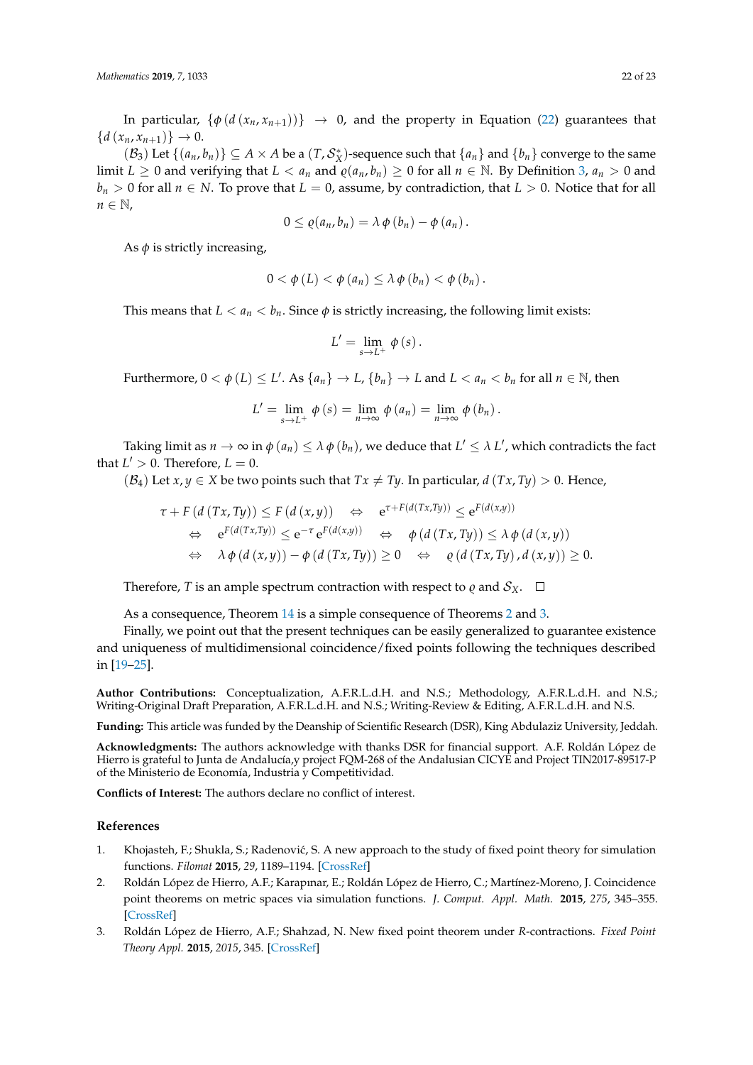In particular, $\{\phi(d(x_n, x_{n+1}))\} \to 0$, and the property in Equation (22) guarantees that $\{d(x_n, x_{n+1})\} \to 0$.

$(\mathcal{B}_3)$ Let $\{(a_n, b_n)\} \subseteq A \times A$ be a $(T, \mathcal{S}_X^*)$-sequence such that $\{a_n\}$ and $\{b_n\}$ converge to the same limit $L \geq 0$ and verifying that $L < a_n$ and $\varrho(a_n, b_n) \geq 0$ for all $n \in \mathbb{N}$. By Definition 3, $a_n > 0$ and $b_n > 0$ for all $n \in N$. To prove that $L = 0$, assume, by contradiction, that $L > 0$. Notice that for all $n \in \mathbb{N}$,

$$0 \leq \varrho(a_n, b_n) = \lambda\,\phi(b_n) - \phi(a_n).$$

As $\phi$ is strictly increasing,

$$0 < \phi(L) < \phi(a_n) \leq \lambda\,\phi(b_n) < \phi(b_n).$$

This means that $L < a_n < b_n$. Since $\phi$ is strictly increasing, the following limit exists:

$$L' = \lim_{s \to L^+} \phi(s).$$

Furthermore, $0 < \phi(L) \leq L'$. As $\{a_n\} \to L$, $\{b_n\} \to L$ and $L < a_n < b_n$ for all $n \in \mathbb{N}$, then

$$L' = \lim_{s \to L^+} \phi(s) = \lim_{n \to \infty} \phi(a_n) = \lim_{n \to \infty} \phi(b_n).$$

Taking limit as $n \to \infty$ in $\phi(a_n) \leq \lambda\,\phi(b_n)$, we deduce that $L' \leq \lambda\,L'$, which contradicts the fact that $L' > 0$. Therefore, $L = 0$.

$(\mathcal{B}_4)$ Let $x, y \in X$ be two points such that $Tx \neq Ty$. In particular, $d(Tx, Ty) > 0$. Hence,

$$\begin{aligned}
\tau + F(d(Tx, Ty)) \leq F(d(x, y)) \quad &\Leftrightarrow \quad \mathrm{e}^{\tau + F(d(Tx,Ty))} \leq \mathrm{e}^{F(d(x,y))} \\
\Leftrightarrow \quad \mathrm{e}^{F(d(Tx,Ty))} \leq \mathrm{e}^{-\tau}\,\mathrm{e}^{F(d(x,y))} \quad &\Leftrightarrow \quad \phi(d(Tx, Ty)) \leq \lambda\,\phi(d(x, y)) \\
\Leftrightarrow \quad \lambda\,\phi(d(x, y)) - \phi(d(Tx, Ty)) \geq 0 \quad &\Leftrightarrow \quad \varrho(d(Tx, Ty), d(x, y)) \geq 0.
\end{aligned}$$

Therefore, $T$ is an ample spectrum contraction with respect to $\varrho$ and $\mathcal{S}_X$. $\square$

As a consequence, Theorem 14 is a simple consequence of Theorems 2 and 3.

Finally, we point out that the present techniques can be easily generalized to guarantee existence and uniqueness of multidimensional coincidence/fixed points following the techniques described in [19–25].

**Author Contributions:** Conceptualization, A.F.R.L.d.H. and N.S.; Methodology, A.F.R.L.d.H. and N.S.; Writing-Original Draft Preparation, A.F.R.L.d.H. and N.S.; Writing-Review & Editing, A.F.R.L.d.H. and N.S.

**Funding:** This article was funded by the Deanship of Scientific Research (DSR), King Abdulaziz University, Jeddah.

**Acknowledgments:** The authors acknowledge with thanks DSR for financial support. A.F. Roldán López de Hierro is grateful to Junta de Andalucía,y project FQM-268 of the Andalusian CICYE and Project TIN2017-89517-P of the Ministerio de Economía, Industria y Competitividad.

**Conflicts of Interest:** The authors declare no conflict of interest.

## References

1. Khojasteh, F.; Shukla, S.; Radenović, S. A new approach to the study of fixed point theory for simulation functions. *Filomat* **2015**, *29*, 1189–1194. [CrossRef]
2. Roldán López de Hierro, A.F.; Karapınar, E.; Roldán López de Hierro, C.; Martínez-Moreno, J. Coincidence point theorems on metric spaces via simulation functions. *J. Comput. Appl. Math.* **2015**, *275*, 345–355. [CrossRef]
3. Roldán López de Hierro, A.F.; Shahzad, N. New fixed point theorem under *R*-contractions. *Fixed Point Theory Appl.* **2015**, *2015*, 345. [CrossRef]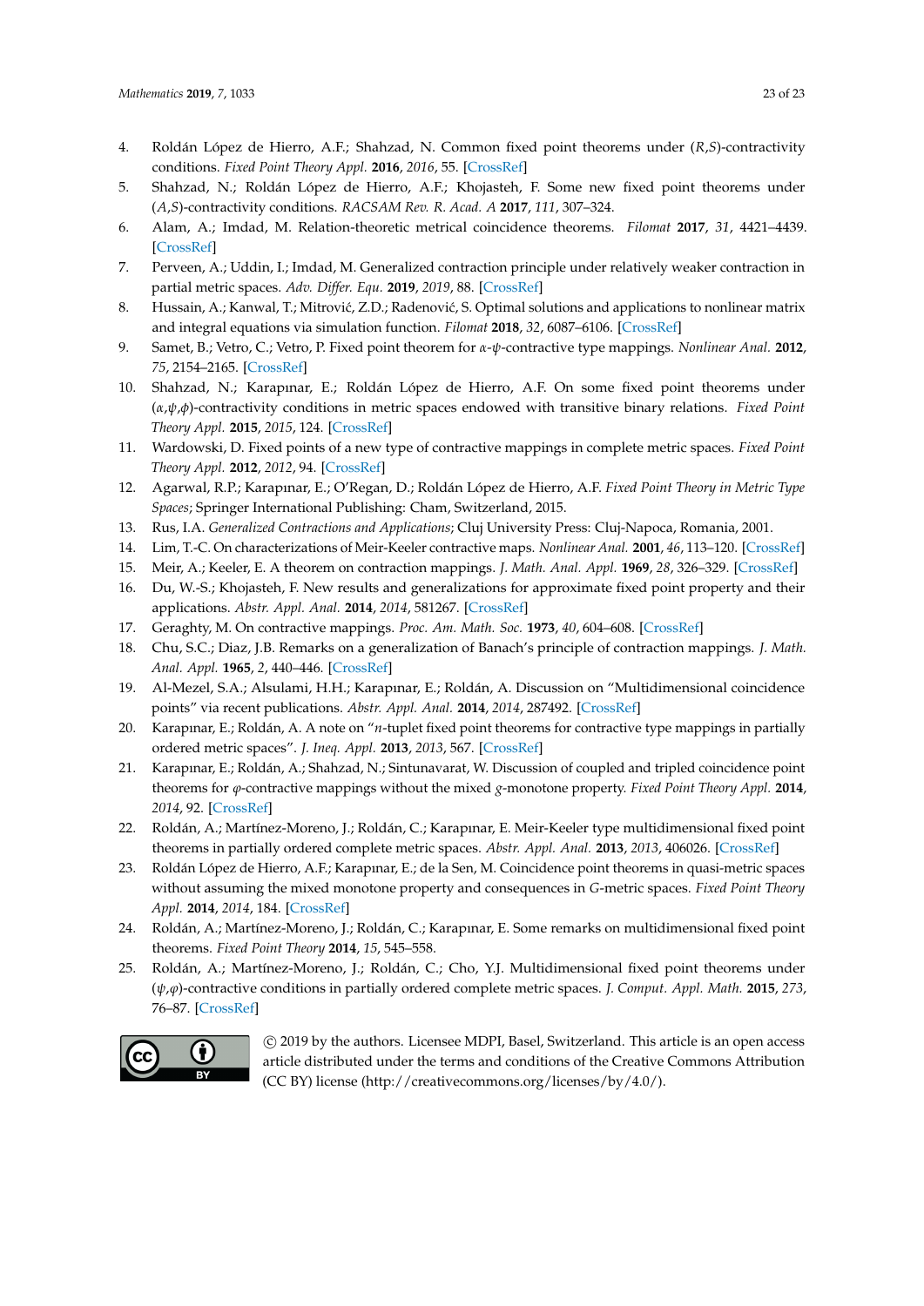4. Roldán López de Hierro, A.F.; Shahzad, N. Common fixed point theorems under $(R,S)$-contractivity conditions. *Fixed Point Theory Appl.* **2016**, *2016*, 55. [CrossRef]
5. Shahzad, N.; Roldán López de Hierro, A.F.; Khojasteh, F. Some new fixed point theorems under $(A,S)$-contractivity conditions. *RACSAM Rev. R. Acad. A* **2017**, *111*, 307–324.
6. Alam, A.; Imdad, M. Relation-theoretic metrical coincidence theorems. *Filomat* **2017**, *31*, 4421–4439. [CrossRef]
7. Perveen, A.; Uddin, I.; Imdad, M. Generalized contraction principle under relatively weaker contraction in partial metric spaces. *Adv. Differ. Equ.* **2019**, *2019*, 88. [CrossRef]
8. Hussain, A.; Kanwal, T.; Mitrović, Z.D.; Radenović, S. Optimal solutions and applications to nonlinear matrix and integral equations via simulation function. *Filomat* **2018**, *32*, 6087–6106. [CrossRef]
9. Samet, B.; Vetro, C.; Vetro, P. Fixed point theorem for $\alpha$-$\psi$-contractive type mappings. *Nonlinear Anal.* **2012**, *75*, 2154–2165. [CrossRef]
10. Shahzad, N.; Karapınar, E.; Roldán López de Hierro, A.F. On some fixed point theorems under $(\alpha,\psi,\phi)$-contractivity conditions in metric spaces endowed with transitive binary relations. *Fixed Point Theory Appl.* **2015**, *2015*, 124. [CrossRef]
11. Wardowski, D. Fixed points of a new type of contractive mappings in complete metric spaces. *Fixed Point Theory Appl.* **2012**, *2012*, 94. [CrossRef]
12. Agarwal, R.P.; Karapınar, E.; O'Regan, D.; Roldán López de Hierro, A.F. *Fixed Point Theory in Metric Type Spaces*; Springer International Publishing: Cham, Switzerland, 2015.
13. Rus, I.A. *Generalized Contractions and Applications*; Cluj University Press: Cluj-Napoca, Romania, 2001.
14. Lim, T.-C. On characterizations of Meir-Keeler contractive maps. *Nonlinear Anal.* **2001**, *46*, 113–120. [CrossRef]
15. Meir, A.; Keeler, E. A theorem on contraction mappings. *J. Math. Anal. Appl.* **1969**, *28*, 326–329. [CrossRef]
16. Du, W.-S.; Khojasteh, F. New results and generalizations for approximate fixed point property and their applications. *Abstr. Appl. Anal.* **2014**, *2014*, 581267. [CrossRef]
17. Geraghty, M. On contractive mappings. *Proc. Am. Math. Soc.* **1973**, *40*, 604–608. [CrossRef]
18. Chu, S.C.; Diaz, J.B. Remarks on a generalization of Banach's principle of contraction mappings. *J. Math. Anal. Appl.* **1965**, *2*, 440–446. [CrossRef]
19. Al-Mezel, S.A.; Alsulami, H.H.; Karapınar, E.; Roldán, A. Discussion on "Multidimensional coincidence points" via recent publications. *Abstr. Appl. Anal.* **2014**, *2014*, 287492. [CrossRef]
20. Karapınar, E.; Roldán, A. A note on "$n$-tuplet fixed point theorems for contractive type mappings in partially ordered metric spaces". *J. Ineq. Appl.* **2013**, *2013*, 567. [CrossRef]
21. Karapınar, E.; Roldán, A.; Shahzad, N.; Sintunavarat, W. Discussion of coupled and tripled coincidence point theorems for $\varphi$-contractive mappings without the mixed $g$-monotone property. *Fixed Point Theory Appl.* **2014**, *2014*, 92. [CrossRef]
22. Roldán, A.; Martínez-Moreno, J.; Roldán, C.; Karapınar, E. Meir-Keeler type multidimensional fixed point theorems in partially ordered complete metric spaces. *Abstr. Appl. Anal.* **2013**, *2013*, 406026. [CrossRef]
23. Roldán López de Hierro, A.F.; Karapınar, E.; de la Sen, M. Coincidence point theorems in quasi-metric spaces without assuming the mixed monotone property and consequences in $G$-metric spaces. *Fixed Point Theory Appl.* **2014**, *2014*, 184. [CrossRef]
24. Roldán, A.; Martínez-Moreno, J.; Roldán, C.; Karapınar, E. Some remarks on multidimensional fixed point theorems. *Fixed Point Theory* **2014**, *15*, 545–558.
25. Roldán, A.; Martínez-Moreno, J.; Roldán, C.; Cho, Y.J. Multidimensional fixed point theorems under $(\psi,\varphi)$-contractive conditions in partially ordered complete metric spaces. *J. Comput. Appl. Math.* **2015**, *273*, 76–87. [CrossRef]

© 2019 by the authors. Licensee MDPI, Basel, Switzerland. This article is an open access article distributed under the terms and conditions of the Creative Commons Attribution (CC BY) license (http://creativecommons.org/licenses/by/4.0/).